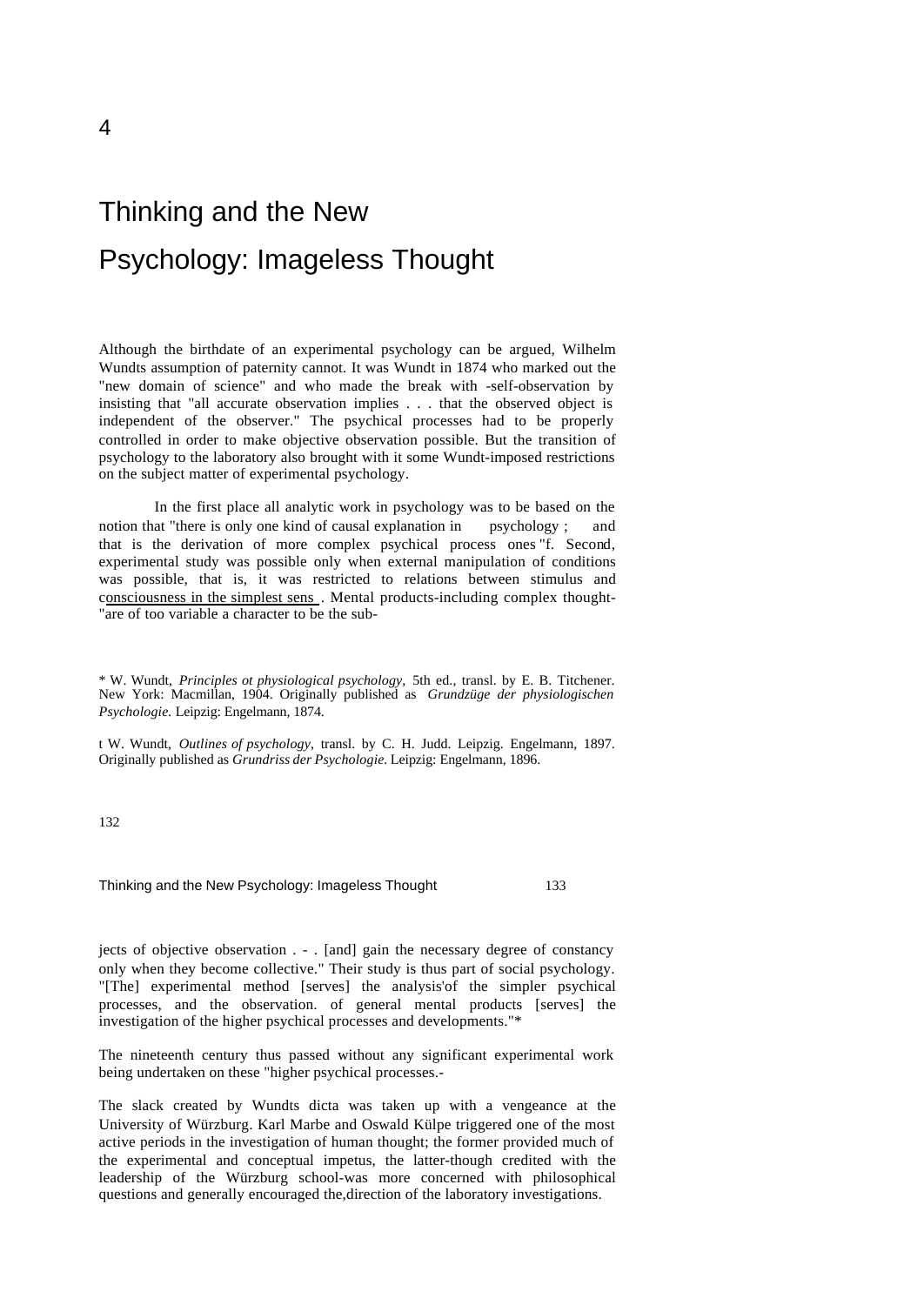# 4

# Thinking and the New Psychology: Imageless Thought

Although the birthdate of an experimental psychology can be argued, Wilhelm Wundts assumption of paternity cannot. It was Wundt in 1874 who marked out the "new domain of science" and who made the break with -self-observation by insisting that "all accurate observation implies . . . that the observed object is independent of the observer." The psychical processes had to be properly controlled in order to make objective observation possible. But the transition of psychology to the laboratory also brought with it some Wundt-imposed restrictions on the subject matter of experimental psychology.

In the first place all analytic work in psychology was to be based on the notion that "there is only one kind of causal explanation in psychology ; and that is the derivation of more complex psychical process ones "f. Second, experimental study was possible only when external manipulation of conditions was possible, that is, it was restricted to relations between stimulus and consciousness in the simplest sens . Mental products-including complex thought- "are of too variable a character to be the subjects of objective observation . - . [and] gain the necessary degree of constancy only when they become collective." Their study is thus part of social psychology. "[The] experimental method [serves] the analysis'of the simpler psychical processes, and the observation. of general mental products [serves] the investigation of the higher psychical processes and developments."*

The nineteenth century thus passed without any significant experimental work being undertaken on these "higher psychical processes.-

The slack created by Wundts dicta was taken up with a vengeance at the University of Würzburg. Karl Marbe and Oswald Külpe triggered one of the most active periods in the investigation of human thought; the former provided much of the experimental and conceptual impetus, the latter-though credited with the leadership of the Würzburg school-was more concerned with philosophical questions and generally encouraged the,direction of the laboratory investigations.

* W. Wundt, *Principles ot physiological psychology,* 5th ed., transl. by E. B. Titchener. New York: Macmillan, 1904. Originally published as *Grundzüge der physiologischen Psychologie.* Leipzig: Engelmann, 1874.

t W. Wundt, *Outlines of psychology,* transl. by C. H. Judd. Leipzig. Engelmann, 1897. Originally published as *Grundriss der Psychologie.* Leipzig: Engelmann, 1896.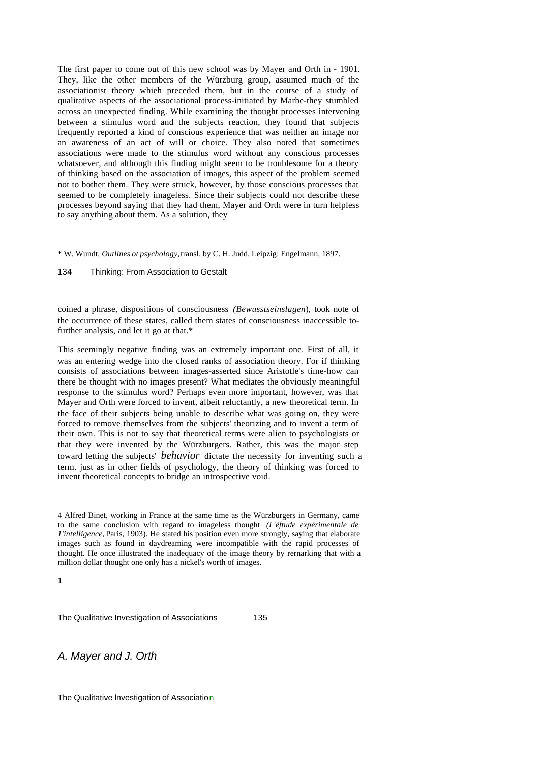The first paper to come out of this new school was by Mayer and Orth in - 1901. They, like the other members of the Würzburg group, assumed much of the associationist theory whieh preceded them, but in the course of a study of qualitative aspects of the associational process-initiated by Marbe-they stumbled across an unexpected finding. While examining the thought processes intervening between a stimulus word and the subjects reaction, they found that subjects frequently reported a kind of conscious experience that was neither an image nor an awareness of an act of will or choice. They also noted that sometimes associations were made to the stimulus word without any conscious processes whatsoever, and although this finding might seem to be troublesome for a theory of thinking based on the association of images, this aspect of the problem seemed not to bother them. They were struck, however, by those conscious processes that seemed to be completely imageless. Since their subjects could not describe these processes beyond saying that they had them, Mayer and Orth were in turn helpless to say anything about them. As a solution, they

* W. Wundt, *Outlines ot psychology,* transl. by C. H. Judd. Leipzig: Engelmann, 1897.

coined a phrase, dispositions of consciousness *(Bewusstseinslagen*), took note of the occurrence of these states, called them states of consciousness inaccessible to-further analysis, and let it go at that.*

This seemingly negative finding was an extremely important one. First of all, it was an entering wedge into the closed ranks of association theory. For if thinking consists of associations between images-asserted since Aristotle's time-how can there be thought with no images present? What mediates the obviously meaningful response to the stimulus word? Perhaps even more important, however, was that Mayer and Orth were forced to invent, albeit reluctantly, a new theoretical term. In the face of their subjects being unable to describe what was going on, they were forced to remove themselves from the subjects' theorizing and to invent a term of their own. This is not to say that theoretical terms were alien to psychologists or that they were invented by the Würzburgers. Rather, this was the major step toward letting the subjects' *behavior* dictate the necessity for inventing such a term. just as in other fields of psychology, the theory of thinking was forced to invent theoretical concepts to bridge an introspective void.

4 Alfred Binet, working in France at the same time as the Würzburgers in Germany, came to the same conclusion with regard to imageless thought *(L'éftude expérimentale de 1'intelligence,* Paris, 1903). He stated his position even more strongly, saying that elaborate images such as found in daydreaming were incompatible with the rapid processes of thought. He once illustrated the inadequacy of the image theory by rernarking that with a million dollar thought one only has a nickel's worth of images.

## *A. Mayer and J. Orth*

### The Qualitative lnvestigation of Association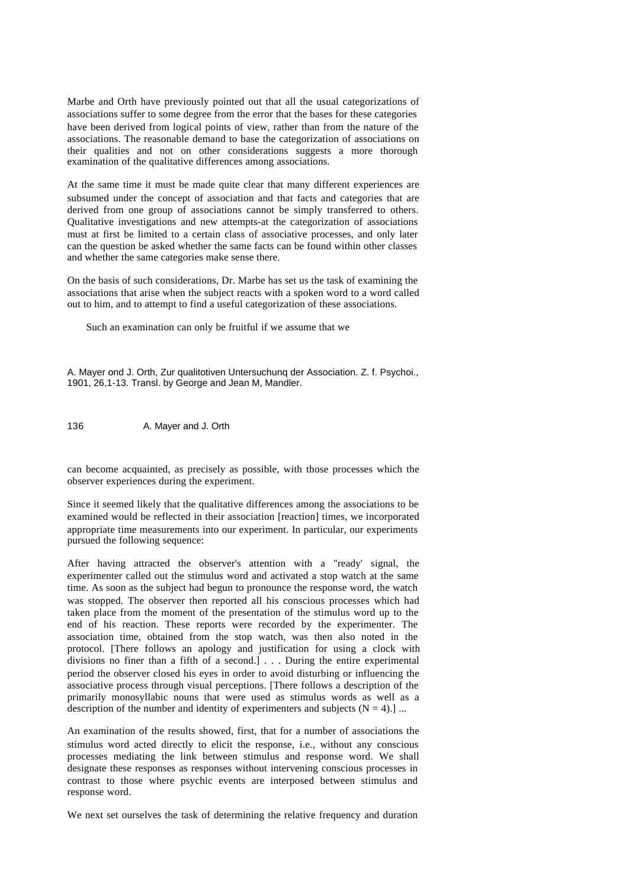Marbe and Orth have previously pointed out that all the usual categorizations of associations suffer to some degree from the error that the bases for these categories have been derived from logical points of view, rather than from the nature of the associations. The reasonable demand to base the categorization of associations on their qualities and not on other considerations suggests a more thorough examination of the qualitative differences among associations.

At the same time it must be made quite clear that many different experiences are subsumed under the concept of association and that facts and categories that are derived from one group of associations cannot be simply transferred to others. Qualitative investigations and new attempts-at the categorization of associations must at first be limited to a certain class of associative processes, and only later can the question be asked whether the same facts can be found within other classes and whether the same categories make sense there.

On the basis of such considerations, Dr. Marbe has set us the task of examining the associations that arise when the subject reacts with a spoken word to a word called out to him, and to attempt to find a useful categorization of these associations.

Such an examination can only be fruitful if we assume that we

A. Mayer ond J. Orth, Zur qualitotiven Untersuchunq der Association. Z. f. Psychoi., 1901, 26,1-13. Transl. by George and Jean M, Mandler.

can become acquainted, as precisely as possible, with those processes which the observer experiences during the experiment.

Since it seemed likely that the qualitative differences among the associations to be examined would be reflected in their association [reaction] times, we incorporated appropriate time measurements into our experiment. In particular, our experiments pursued the following sequence:

After having attracted the observer's attention with a "ready' signal, the experimenter called out the stimulus word and activated a stop watch at the same time. As soon as the subject had begun to pronounce the response word, the watch was stopped. The observer then reported all his conscious processes which had taken place from the moment of the presentation of the stimulus word up to the end of his reaction. These reports were recorded by the experimenter. The association time, obtained from the stop watch, was then also noted in the protocol. [There follows an apology and justification for using a clock with divisions no finer than a fifth of a second.] . . . During the entire experimental period the observer closed his eyes in order to avoid disturbing or influencing the associative process through visual perceptions. [There follows a description of the primarily monosyllabic nouns that were used as stimulus words as well as a description of the number and identity of experimenters and subjects ($N = 4$).] ...

An examination of the results showed, first, that for a number of associations the stimulus word acted directly to elicit the response, i.e., without any conscious processes mediating the link between stimulus and response word. We shall designate these responses as responses without intervening conscious processes in contrast to those where psychic events are interposed between stimulus and response word.

We next set ourselves the task of determining the relative frequency and duration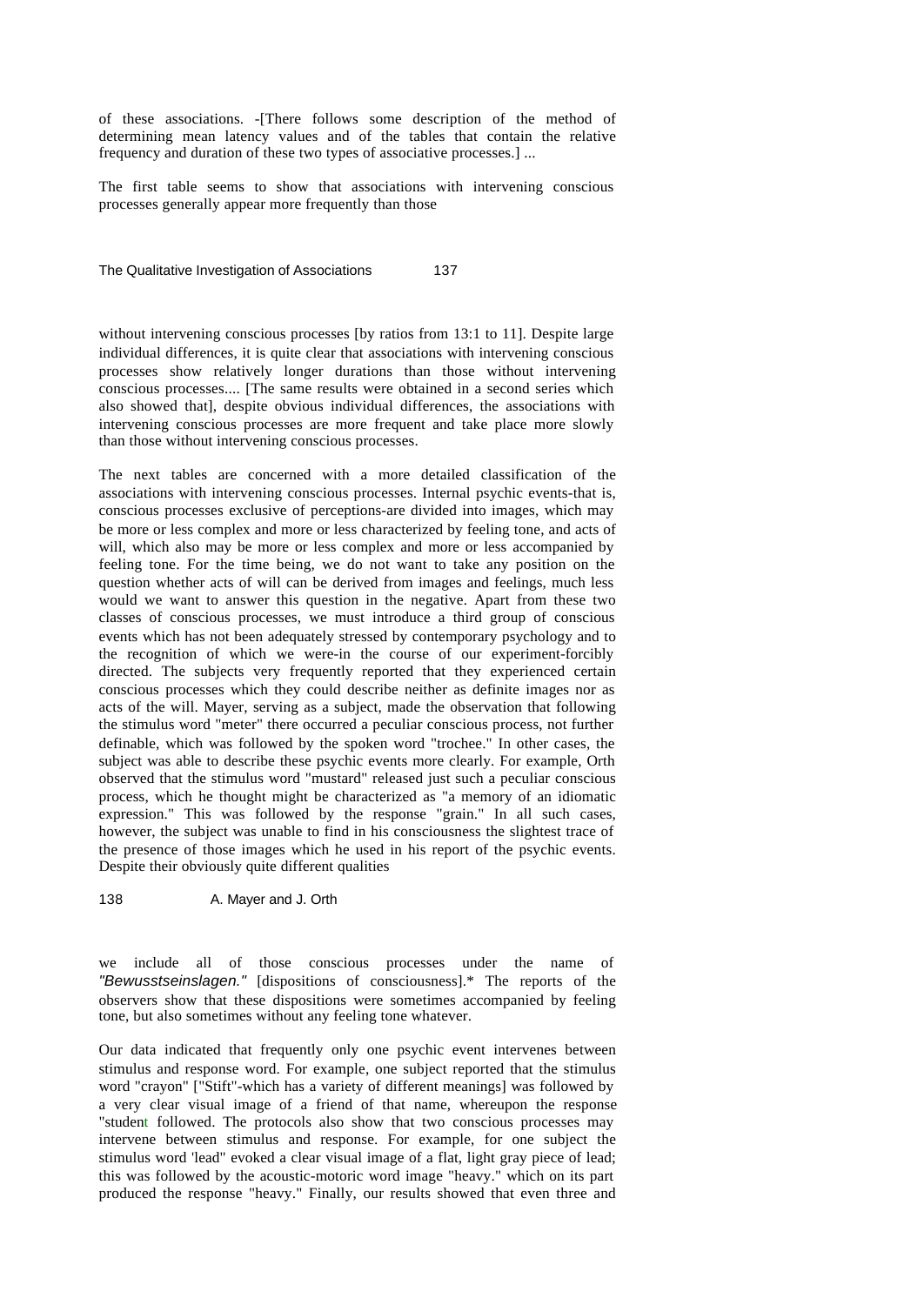of these associations. -[There follows some description of the method of determining mean latency values and of the tables that contain the relative frequency and duration of these two types of associative processes.] ...

The first table seems to show that associations with intervening conscious processes generally appear more frequently than those without intervening conscious processes [by ratios from 13:1 to 11]. Despite large individual differences, it is quite clear that associations with intervening conscious processes show relatively longer durations than those without intervening conscious processes.... [The same results were obtained in a second series which also showed that], despite obvious individual differences, the associations with intervening conscious processes are more frequent and take place more slowly than those without intervening conscious processes.

The next tables are concerned with a more detailed classification of the associations with intervening conscious processes. Internal psychic events-that is, conscious processes exclusive of perceptions-are divided into images, which may be more or less complex and more or less characterized by feeling tone, and acts of will, which also may be more or less complex and more or less accompanied by feeling tone. For the time being, we do not want to take any position on the question whether acts of will can be derived from images and feelings, much less would we want to answer this question in the negative. Apart from these two classes of conscious processes, we must introduce a third group of conscious events which has not been adequately stressed by contemporary psychology and to the recognition of which we were-in the course of our experiment-forcibly directed. The subjects very frequently reported that they experienced certain conscious processes which they could describe neither as definite images nor as acts of the will. Mayer, serving as a subject, made the observation that following the stimulus word "meter" there occurred a peculiar conscious process, not further definable, which was followed by the spoken word "trochee." In other cases, the subject was able to describe these psychic events more clearly. For example, Orth observed that the stimulus word "mustard" released just such a peculiar conscious process, which he thought might be characterized as "a memory of an idiomatic expression." This was followed by the response "grain." In all such cases, however, the subject was unable to find in his consciousness the slightest trace of the presence of those images which he used in his report of the psychic events. Despite their obviously quite different qualities we include all of those conscious processes under the name of *"Bewusstseinslagen."* [dispositions of consciousness].* The reports of the observers show that these dispositions were sometimes accompanied by feeling tone, but also sometimes without any feeling tone whatever.

Our data indicated that frequently only one psychic event intervenes between stimulus and response word. For example, one subject reported that the stimulus word "crayon" ["Stift"-which has a variety of different meanings] was followed by a very clear visual image of a friend of that name, whereupon the response "student followed. The protocols also show that two conscious processes may intervene between stimulus and response. For example, for one subject the stimulus word 'lead" evoked a clear visual image of a flat, light gray piece of lead; this was followed by the acoustic-motoric word image "heavy." which on its part produced the response "heavy." Finally, our results showed that even three and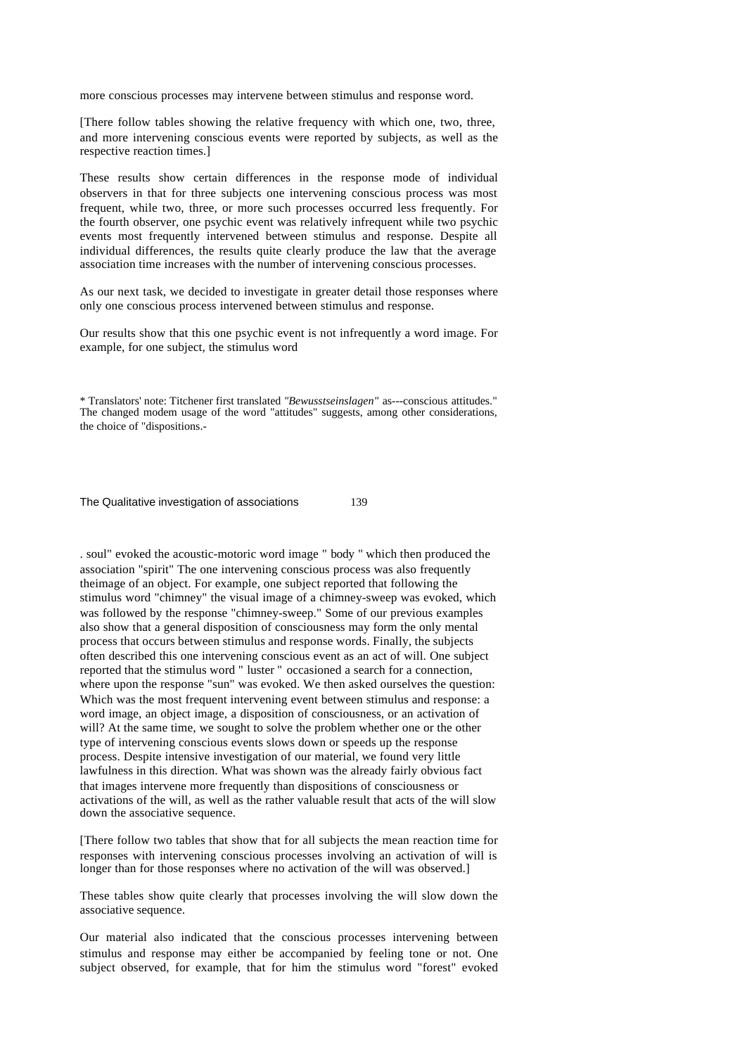more conscious processes may intervene between stimulus and response word.

[There follow tables showing the relative frequency with which one, two, three, and more intervening conscious events were reported by subjects, as well as the respective reaction times.]

These results show certain differences in the response mode of individual observers in that for three subjects one intervening conscious process was most frequent, while two, three, or more such processes occurred less frequently. For the fourth observer, one psychic event was relatively infrequent while two psychic events most frequently intervened between stimulus and response. Despite all individual differences, the results quite clearly produce the law that the average association time increases with the number of intervening conscious processes.

As our next task, we decided to investigate in greater detail those responses where only one conscious process intervened between stimulus and response.

Our results show that this one psychic event is not infrequently a word image. For example, for one subject, the stimulus word

\* Translators' note: Titchener first translated *"Bewusstseinslagen"* as---conscious attitudes." The changed modem usage of the word "attitudes" suggests, among other considerations, the choice of "dispositions.-

. soul" evoked the acoustic-motoric word image " body " which then produced the association "spirit" The one intervening conscious process was also frequently theimage of an object. For example, one subject reported that following the stimulus word "chimney" the visual image of a chimney-sweep was evoked, which was followed by the response "chimney-sweep." Some of our previous examples also show that a general disposition of consciousness may form the only mental process that occurs between stimulus and response words. Finally, the subjects often described this one intervening conscious event as an act of will. One subject reported that the stimulus word " luster " occasioned a search for a connection, where upon the response "sun" was evoked. We then asked ourselves the question: Which was the most frequent intervening event between stimulus and response: a word image, an object image, a disposition of consciousness, or an activation of will? At the same time, we sought to solve the problem whether one or the other type of intervening conscious events slows down or speeds up the response process. Despite intensive investigation of our material, we found very little lawfulness in this direction. What was shown was the already fairly obvious fact that images intervene more frequently than dispositions of consciousness or activations of the will, as well as the rather valuable result that acts of the will slow down the associative sequence.

[There follow two tables that show that for all subjects the mean reaction time for responses with intervening conscious processes involving an activation of will is longer than for those responses where no activation of the will was observed.]

These tables show quite clearly that processes involving the will slow down the associative sequence.

Our material also indicated that the conscious processes intervening between stimulus and response may either be accompanied by feeling tone or not. One subject observed, for example, that for him the stimulus word "forest" evoked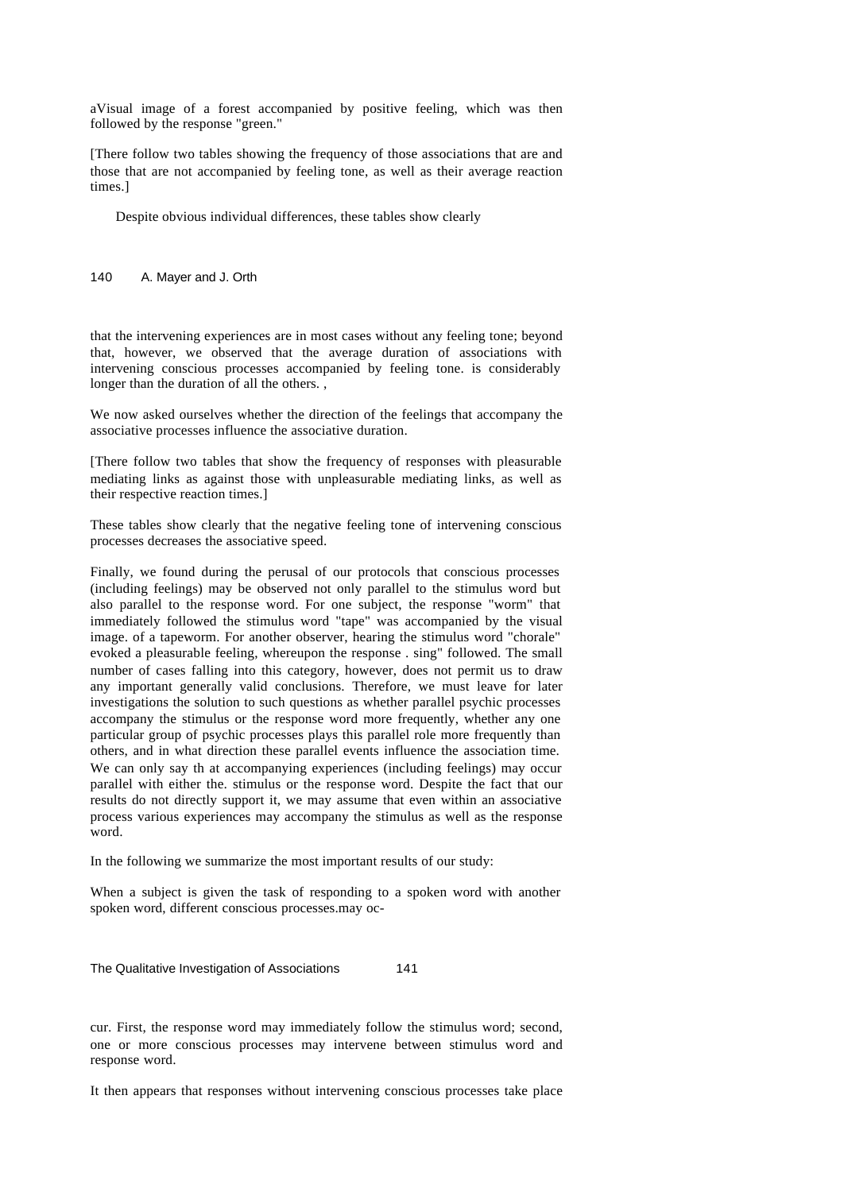aVisual image of a forest accompanied by positive feeling, which was then followed by the response "green."

[There follow two tables showing the frequency of those associations that are and those that are not accompanied by feeling tone, as well as their average reaction times.]

Despite obvious individual differences, these tables show clearly that the intervening experiences are in most cases without any feeling tone; beyond that, however, we observed that the average duration of associations with intervening conscious processes accompanied by feeling tone. is considerably longer than the duration of all the others. ,

We now asked ourselves whether the direction of the feelings that accompany the associative processes influence the associative duration.

[There follow two tables that show the frequency of responses with pleasurable mediating links as against those with unpleasurable mediating links, as well as their respective reaction times.]

These tables show clearly that the negative feeling tone of intervening conscious processes decreases the associative speed.

Finally, we found during the perusal of our protocols that conscious processes (including feelings) may be observed not only parallel to the stimulus word but also parallel to the response word. For one subject, the response "worm" that immediately followed the stimulus word "tape" was accompanied by the visual image. of a tapeworm. For another observer, hearing the stimulus word "chorale" evoked a pleasurable feeling, whereupon the response . sing" followed. The small number of cases falling into this category, however, does not permit us to draw any important generally valid conclusions. Therefore, we must leave for later investigations the solution to such questions as whether parallel psychic processes accompany the stimulus or the response word more frequently, whether any one particular group of psychic processes plays this parallel role more frequently than others, and in what direction these parallel events influence the association time. We can only say th at accompanying experiences (including feelings) may occur parallel with either the. stimulus or the response word. Despite the fact that our results do not directly support it, we may assume that even within an associative process various experiences may accompany the stimulus as well as the response word.

In the following we summarize the most important results of our study:

When a subject is given the task of responding to a spoken word with another spoken word, different conscious processes.may occur. First, the response word may immediately follow the stimulus word; second, one or more conscious processes may intervene between stimulus word and response word.

It then appears that responses without intervening conscious processes take place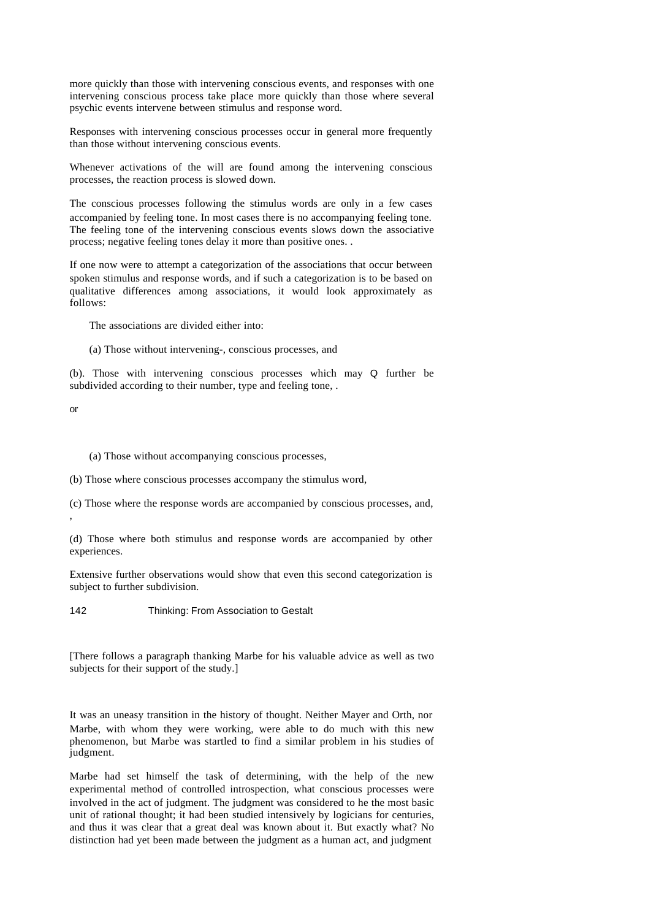more quickly than those with intervening conscious events, and responses with one intervening conscious process take place more quickly than those where several psychic events intervene between stimulus and response word.

Responses with intervening conscious processes occur in general more frequently than those without intervening conscious events.

Whenever activations of the will are found among the intervening conscious processes, the reaction process is slowed down.

The conscious processes following the stimulus words are only in a few cases accompanied by feeling tone. In most cases there is no accompanying feeling tone. The feeling tone of the intervening conscious events slows down the associative process; negative feeling tones delay it more than positive ones. .

If one now were to attempt a categorization of the associations that occur between spoken stimulus and response words, and if such a categorization is to be based on qualitative differences among associations, it would look approximately as follows:

The associations are divided either into:

(a) Those without intervening-, conscious processes, and

(b). Those with intervening conscious processes which may Q further be subdivided according to their number, type and feeling tone, .

or

(a) Those without accompanying conscious processes,

(b) Those where conscious processes accompany the stimulus word,

(c) Those where the response words are accompanied by conscious processes, and,
,

(d) Those where both stimulus and response words are accompanied by other experiences.

Extensive further observations would show that even this second categorization is subject to further subdivision.

[There follows a paragraph thanking Marbe for his valuable advice as well as two subjects for their support of the study.]

It was an uneasy transition in the history of thought. Neither Mayer and Orth, nor Marbe, with whom they were working, were able to do much with this new phenomenon, but Marbe was startled to find a similar problem in his studies of judgment.

Marbe had set himself the task of determining, with the help of the new experimental method of controlled introspection, what conscious processes were involved in the act of judgment. The judgment was considered to he the most basic unit of rational thought; it had been studied intensively by logicians for centuries, and thus it was clear that a great deal was known about it. But exactly what? No distinction had yet been made between the judgment as a human act, and judgment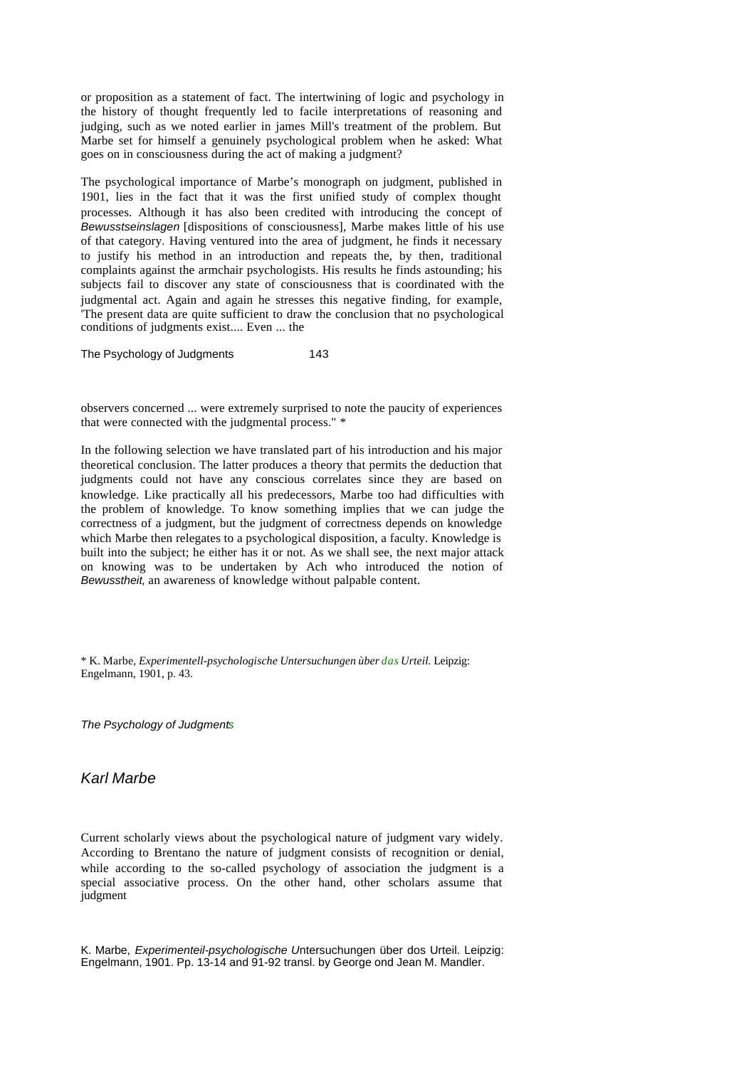or proposition as a statement of fact. The intertwining of logic and psychology in the history of thought frequently led to facile interpretations of reasoning and judging, such as we noted earlier in james Mill's treatment of the problem. But Marbe set for himself a genuinely psychological problem when he asked: What goes on in consciousness during the act of making a judgment?

The psychological importance of Marbe's monograph on judgment, published in 1901, lies in the fact that it was the first unified study of complex thought processes. Although it has also been credited with introducing the concept of *Bewusstseinslagen* [dispositions of consciousness], Marbe makes little of his use of that category. Having ventured into the area of judgment, he finds it necessary to justify his method in an introduction and repeats the, by then, traditional complaints against the armchair psychologists. His results he finds astounding; his subjects fail to discover any state of consciousness that is coordinated with the judgmental act. Again and again he stresses this negative finding, for example, 'The present data are quite sufficient to draw the conclusion that no psychological conditions of judgments exist.... Even ... the observers concerned ... were extremely surprised to note the paucity of experiences that were connected with the judgmental process." *

In the following selection we have translated part of his introduction and his major theoretical conclusion. The latter produces a theory that permits the deduction that judgments could not have any conscious correlates since they are based on knowledge. Like practically all his predecessors, Marbe too had difficulties with the problem of knowledge. To know something implies that we can judge the correctness of a judgment, but the judgment of correctness depends on knowledge which Marbe then relegates to a psychological disposition, a faculty. Knowledge is built into the subject; he either has it or not. As we shall see, the next major attack on knowing was to be undertaken by Ach who introduced the notion of *Bewusstheit,* an awareness of knowledge without palpable content.

* K. Marbe, *Experimentell-psychologische Untersuchungen ùber das Urteil.* Leipzig: Engelmann, 1901, p. 43.

## The Psychology of Judgments

### Karl Marbe

Current scholarly views about the psychological nature of judgment vary widely. According to Brentano the nature of judgment consists of recognition or denial, while according to the so-called psychology of association the judgment is a special associative process. On the other hand, other scholars assume that judgment

K. Marbe, *Experimenteil-psychologische U*ntersuchungen über dos Urteil. Leipzig: Engelmann, 1901. Pp. 13-14 and 91-92 transl. by George ond Jean M. Mandler.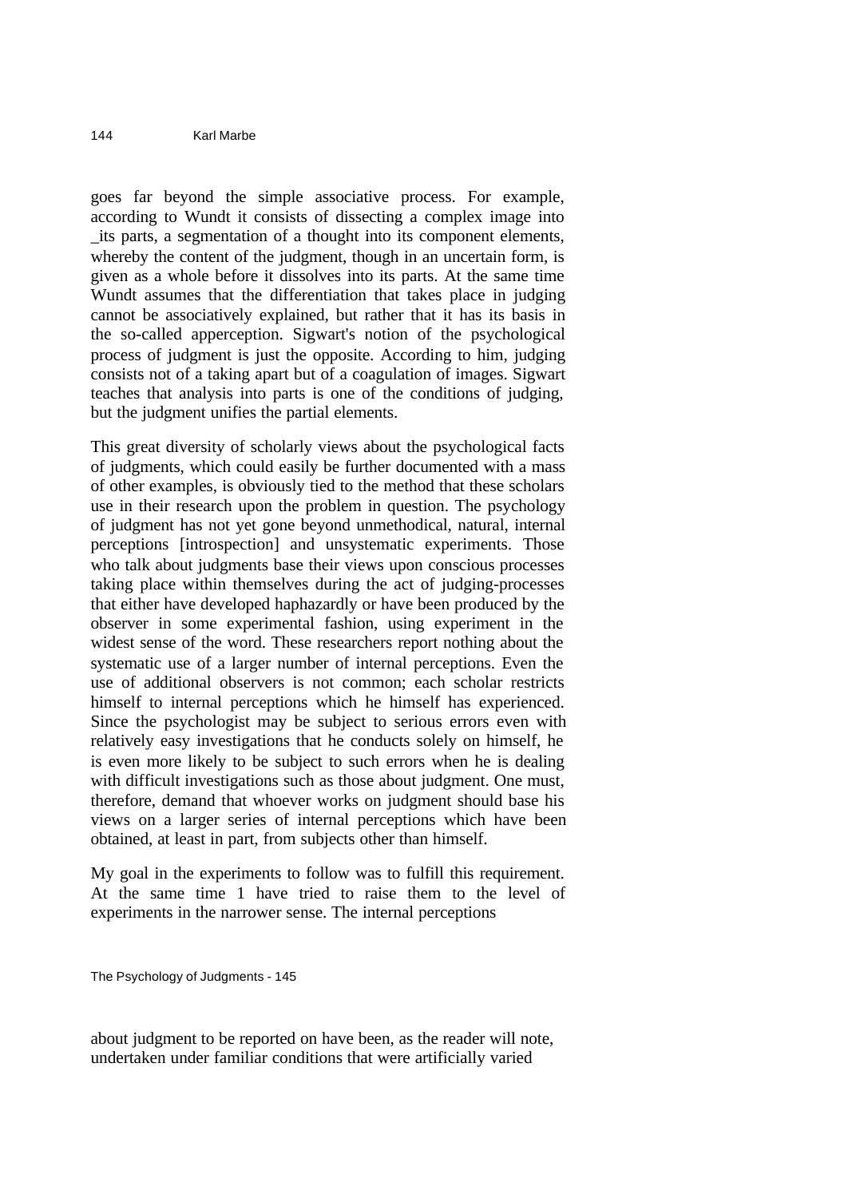goes far beyond the simple associative process. For example, according to Wundt it consists of dissecting a complex image into _its parts, a segmentation of a thought into its component elements, whereby the content of the judgment, though in an uncertain form, is given as a whole before it dissolves into its parts. At the same time Wundt assumes that the differentiation that takes place in judging cannot be associatively explained, but rather that it has its basis in the so-called apperception. Sigwart's notion of the psychological process of judgment is just the opposite. According to him, judging consists not of a taking apart but of a coagulation of images. Sigwart teaches that analysis into parts is one of the conditions of judging, but the judgment unifies the partial elements.

This great diversity of scholarly views about the psychological facts of judgments, which could easily be further documented with a mass of other examples, is obviously tied to the method that these scholars use in their research upon the problem in question. The psychology of judgment has not yet gone beyond unmethodical, natural, internal perceptions [introspection] and unsystematic experiments. Those who talk about judgments base their views upon conscious processes taking place within themselves during the act of judging-processes that either have developed haphazardly or have been produced by the observer in some experimental fashion, using experiment in the widest sense of the word. These researchers report nothing about the systematic use of a larger number of internal perceptions. Even the use of additional observers is not common; each scholar restricts himself to internal perceptions which he himself has experienced. Since the psychologist may be subject to serious errors even with relatively easy investigations that he conducts solely on himself, he is even more likely to be subject to such errors when he is dealing with difficult investigations such as those about judgment. One must, therefore, demand that whoever works on judgment should base his views on a larger series of internal perceptions which have been obtained, at least in part, from subjects other than himself.

My goal in the experiments to follow was to fulfill this requirement. At the same time 1 have tried to raise them to the level of experiments in the narrower sense. The internal perceptions

about judgment to be reported on have been, as the reader will note, undertaken under familiar conditions that were artificially varied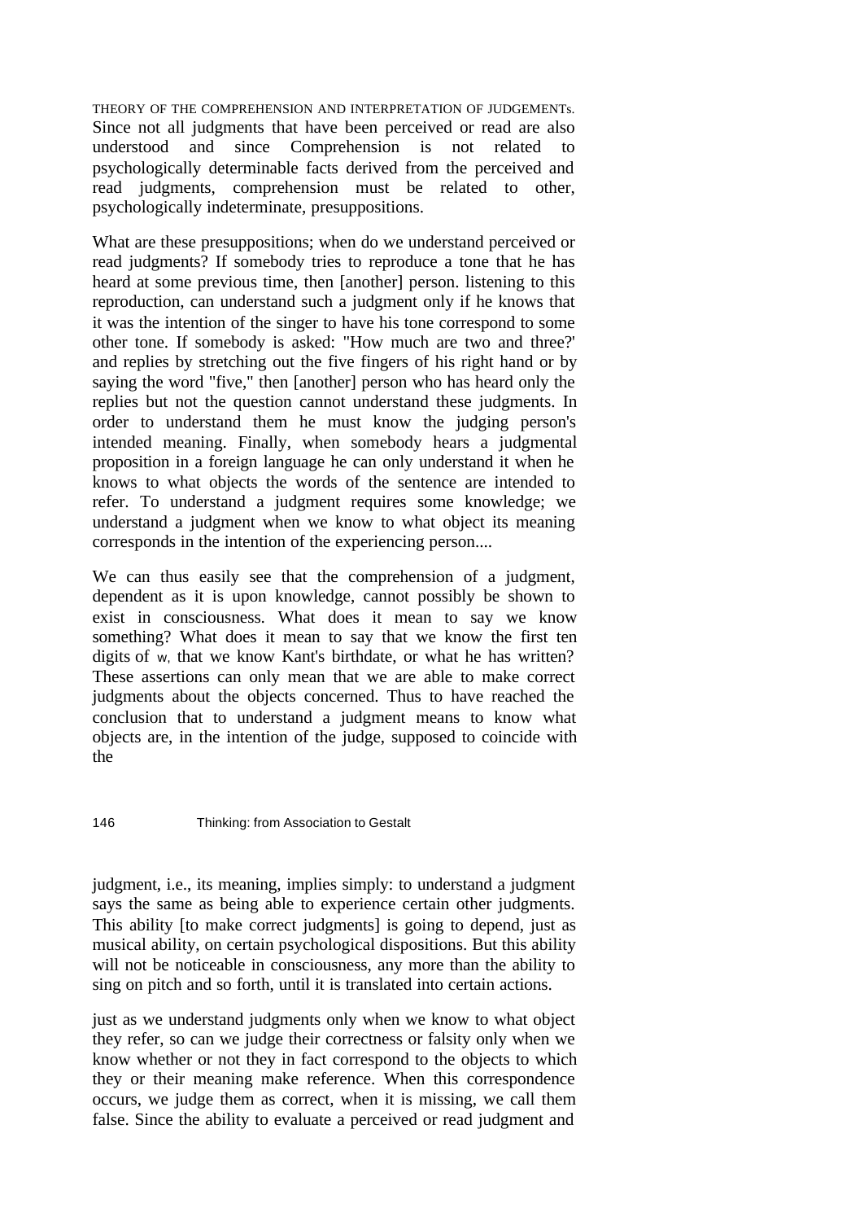THEORY OF THE COMPREHENSION AND INTERPRETATION OF JUDGEMENTs.
Since not all judgments that have been perceived or read are also understood and since Comprehension is not related to psychologically determinable facts derived from the perceived and read judgments, comprehension must be related to other, psychologically indeterminate, presuppositions.

What are these presuppositions; when do we understand perceived or read judgments? If somebody tries to reproduce a tone that he has heard at some previous time, then [another] person. listening to this reproduction, can understand such a judgment only if he knows that it was the intention of the singer to have his tone correspond to some other tone. If somebody is asked: "How much are two and three?' and replies by stretching out the five fingers of his right hand or by saying the word "five," then [another] person who has heard only the replies but not the question cannot understand these judgments. In order to understand them he must know the judging person's intended meaning. Finally, when somebody hears a judgmental proposition in a foreign language he can only understand it when he knows to what objects the words of the sentence are intended to refer. To understand a judgment requires some knowledge; we understand a judgment when we know to what object its meaning corresponds in the intention of the experiencing person....

We can thus easily see that the comprehension of a judgment, dependent as it is upon knowledge, cannot possibly be shown to exist in consciousness. What does it mean to say we know something? What does it mean to say that we know the first ten digits of w, that we know Kant's birthdate, or what he has written? These assertions can only mean that we are able to make correct judgments about the objects concerned. Thus to have reached the conclusion that to understand a judgment means to know what objects are, in the intention of the judge, supposed to coincide with the judgment, i.e., its meaning, implies simply: to understand a judgment says the same as being able to experience certain other judgments. This ability [to make correct judgments] is going to depend, just as musical ability, on certain psychological dispositions. But this ability will not be noticeable in consciousness, any more than the ability to sing on pitch and so forth, until it is translated into certain actions.

just as we understand judgments only when we know to what object they refer, so can we judge their correctness or falsity only when we know whether or not they in fact correspond to the objects to which they or their meaning make reference. When this correspondence occurs, we judge them as correct, when it is missing, we call them false. Since the ability to evaluate a perceived or read judgment and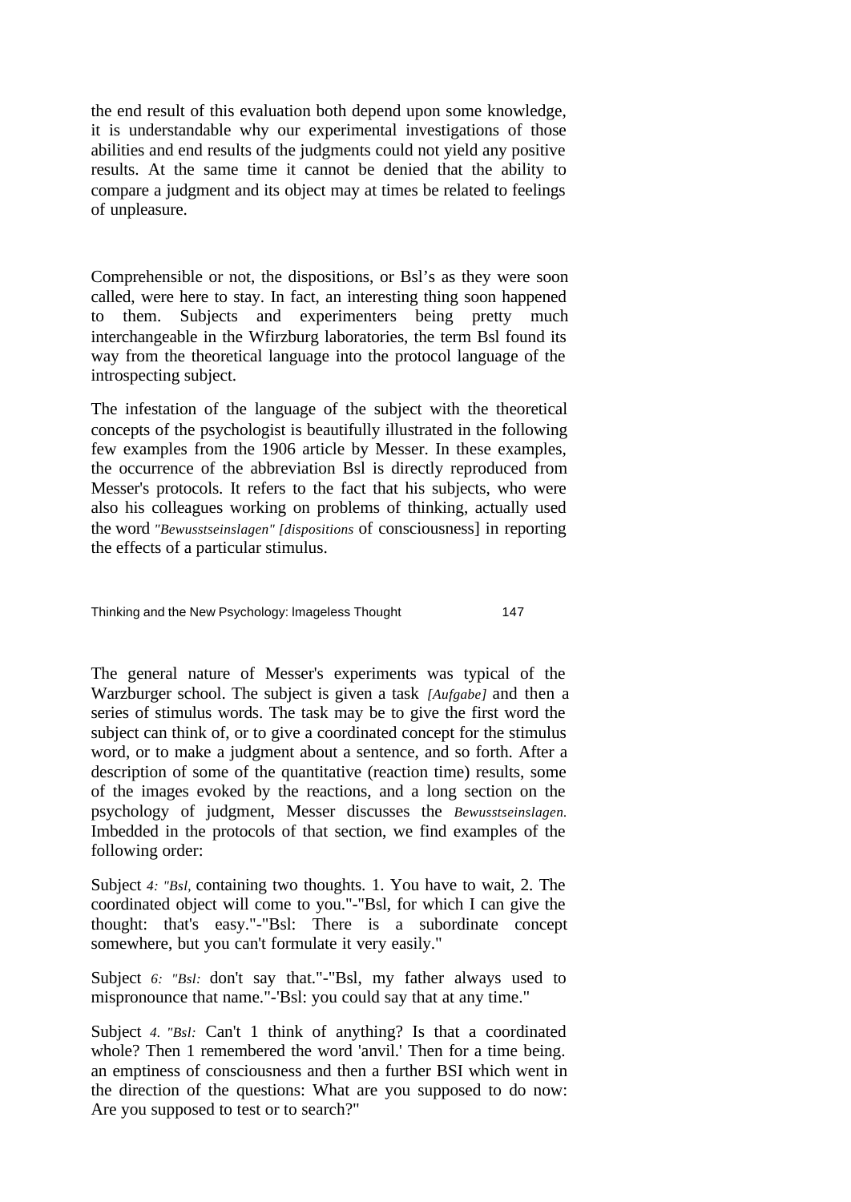the end result of this evaluation both depend upon some knowledge, it is understandable why our experimental investigations of those abilities and end results of the judgments could not yield any positive results. At the same time it cannot be denied that the ability to compare a judgment and its object may at times be related to feelings of unpleasure.

Comprehensible or not, the dispositions, or Bsl's as they were soon called, were here to stay. In fact, an interesting thing soon happened to them. Subjects and experimenters being pretty much interchangeable in the Wfirzburg laboratories, the term Bsl found its way from the theoretical language into the protocol language of the introspecting subject.

The infestation of the language of the subject with the theoretical concepts of the psychologist is beautifully illustrated in the following few examples from the 1906 article by Messer. In these examples, the occurrence of the abbreviation Bsl is directly reproduced from Messer's protocols. It refers to the fact that his subjects, who were also his colleagues working on problems of thinking, actually used the word *"Bewusstseinslagen" [dispositions* of consciousness] in reporting the effects of a particular stimulus.

The general nature of Messer's experiments was typical of the Warzburger school. The subject is given a task *[Aufgabe]* and then a series of stimulus words. The task may be to give the first word the subject can think of, or to give a coordinated concept for the stimulus word, or to make a judgment about a sentence, and so forth. After a description of some of the quantitative (reaction time) results, some of the images evoked by the reactions, and a long section on the psychology of judgment, Messer discusses the *Bewusstseinslagen.* Imbedded in the protocols of that section, we find examples of the following order:

Subject *4: "Bsl,* containing two thoughts. 1. You have to wait, 2. The coordinated object will come to you."-"Bsl, for which I can give the thought: that's easy."-"Bsl: There is a subordinate concept somewhere, but you can't formulate it very easily."

Subject *6: "Bsl:* don't say that."-"Bsl, my father always used to mispronounce that name."-'Bsl: you could say that at any time."

Subject *4. "Bsl:* Can't 1 think of anything? Is that a coordinated whole? Then 1 remembered the word 'anvil.' Then for a time being. an emptiness of consciousness and then a further BSI which went in the direction of the questions: What are you supposed to do now: Are you supposed to test or to search?"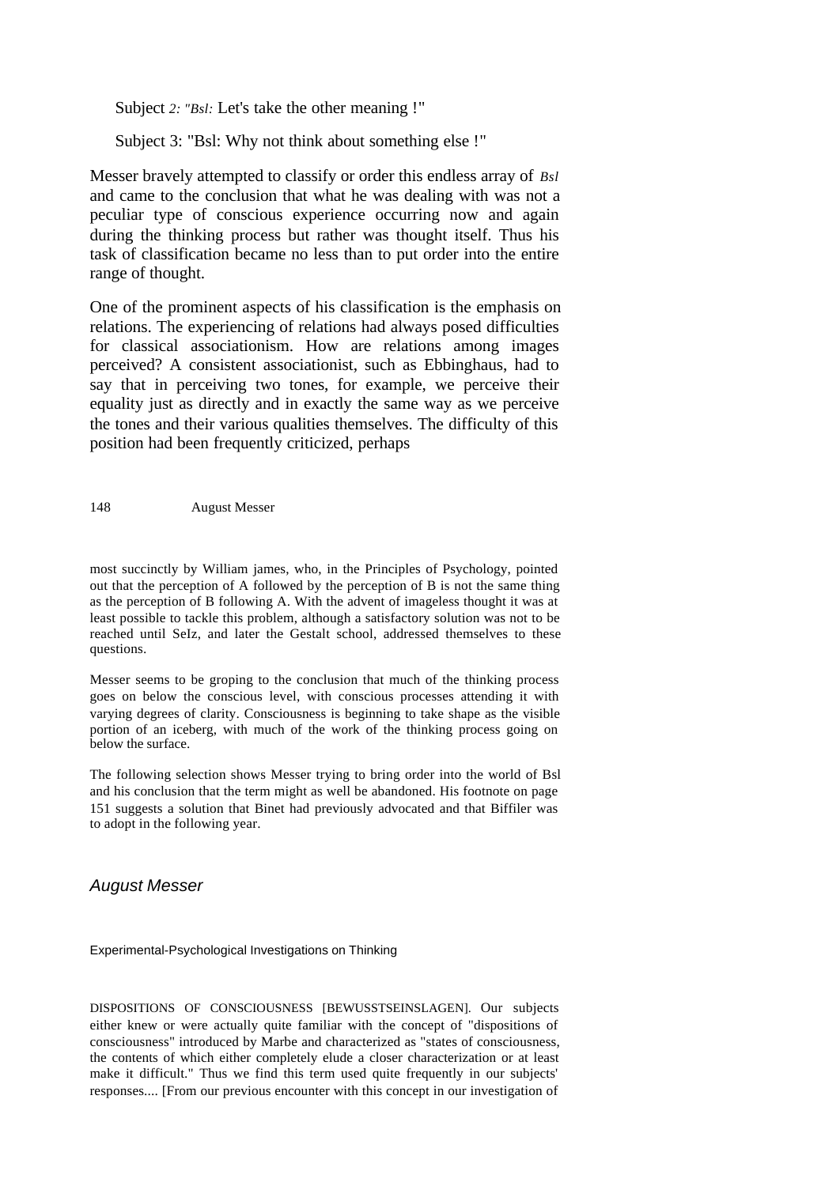Subject *2: "Bsl:* Let's take the other meaning !"

Subject 3: "Bsl: Why not think about something else !"

Messer bravely attempted to classify or order this endless array of *Bsl* and came to the conclusion that what he was dealing with was not a peculiar type of conscious experience occurring now and again during the thinking process but rather was thought itself. Thus his task of classification became no less than to put order into the entire range of thought.

One of the prominent aspects of his classification is the emphasis on relations. The experiencing of relations had always posed difficulties for classical associationism. How are relations among images perceived? A consistent associationist, such as Ebbinghaus, had to say that in perceiving two tones, for example, we perceive their equality just as directly and in exactly the same way as we perceive the tones and their various qualities themselves. The difficulty of this position had been frequently criticized, perhaps most succinctly by William james, who, in the Principles of Psychology, pointed out that the perception of A followed by the perception of B is not the same thing as the perception of B following A. With the advent of imageless thought it was at least possible to tackle this problem, although a satisfactory solution was not to be reached until SeIz, and later the Gestalt school, addressed themselves to these questions.

Messer seems to be groping to the conclusion that much of the thinking process goes on below the conscious level, with conscious processes attending it with varying degrees of clarity. Consciousness is beginning to take shape as the visible portion of an iceberg, with much of the work of the thinking process going on below the surface.

The following selection shows Messer trying to bring order into the world of Bsl and his conclusion that the term might as well be abandoned. His footnote on page 151 suggests a solution that Binet had previously advocated and that Biffiler was to adopt in the following year.

## *August Messer*

### Experimental-Psychological Investigations on Thinking

DISPOSITIONS OF CONSCIOUSNESS [BEWUSSTSEINSLAGEN]. Our subjects either knew or were actually quite familiar with the concept of "dispositions of consciousness" introduced by Marbe and characterized as "states of consciousness, the contents of which either completely elude a closer characterization or at least make it difficult." Thus we find this term used quite frequently in our subjects' responses.... [From our previous encounter with this concept in our investigation of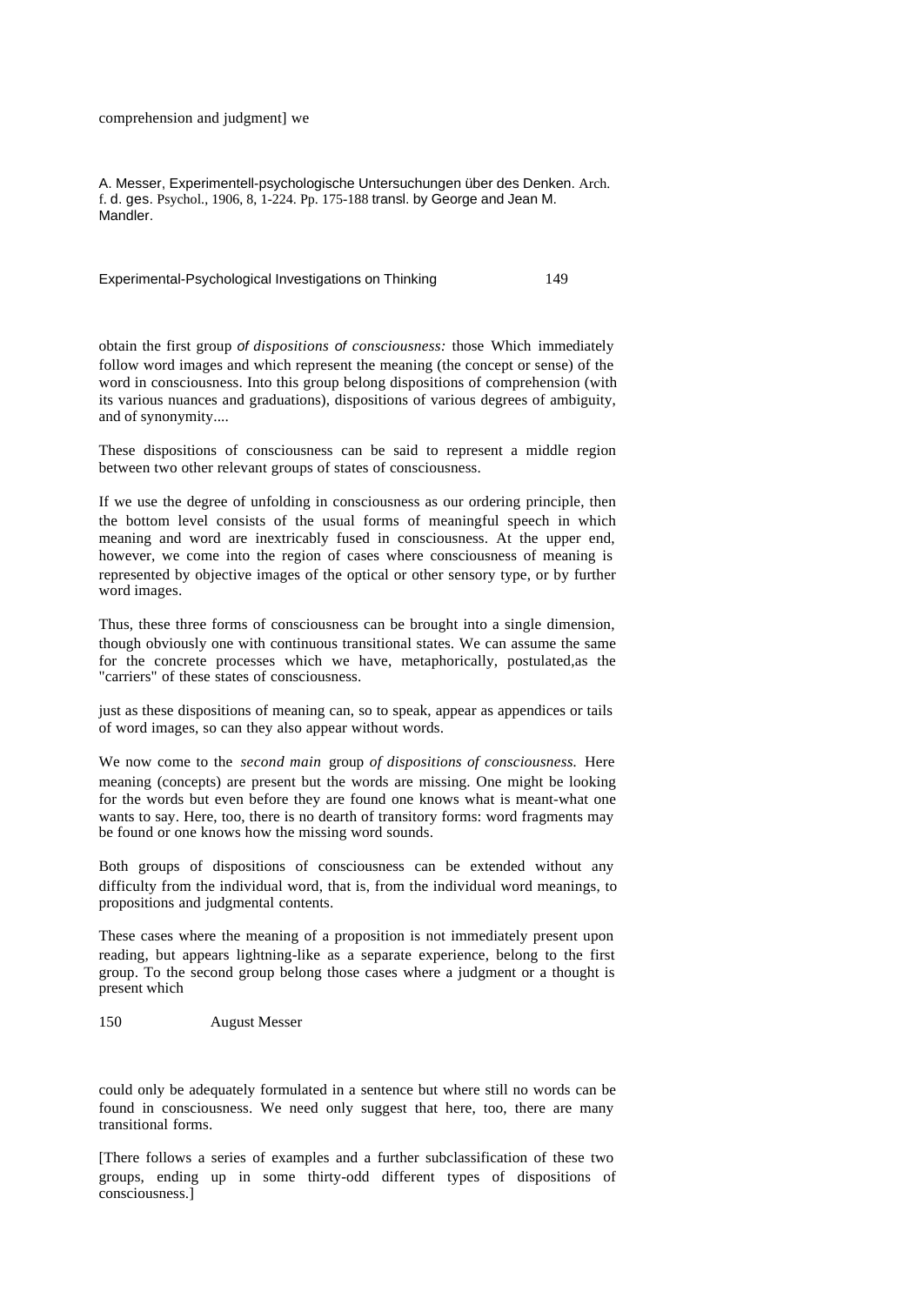comprehension and judgment] we

A. Messer, Experimentell-psychologische Untersuchungen über des Denken. Arch. f. d. ges. Psychol., 1906, 8, 1-224. Pp. 175-188 transl. by George and Jean M. Mandler.

obtain the first group *of dispositions of consciousness:* those Which immediately follow word images and which represent the meaning (the concept or sense) of the word in consciousness. Into this group belong dispositions of comprehension (with its various nuances and graduations), dispositions of various degrees of ambiguity, and of synonymity....

These dispositions of consciousness can be said to represent a middle region between two other relevant groups of states of consciousness.

If we use the degree of unfolding in consciousness as our ordering principle, then the bottom level consists of the usual forms of meaningful speech in which meaning and word are inextricably fused in consciousness. At the upper end, however, we come into the region of cases where consciousness of meaning is represented by objective images of the optical or other sensory type, or by further word images.

Thus, these three forms of consciousness can be brought into a single dimension, though obviously one with continuous transitional states. We can assume the same for the concrete processes which we have, metaphorically, postulated,as the "carriers" of these states of consciousness.

just as these dispositions of meaning can, so to speak, appear as appendices or tails of word images, so can they also appear without words.

We now come to the *second main* group *of dispositions of consciousness.* Here meaning (concepts) are present but the words are missing. One might be looking for the words but even before they are found one knows what is meant-what one wants to say. Here, too, there is no dearth of transitory forms: word fragments may be found or one knows how the missing word sounds.

Both groups of dispositions of consciousness can be extended without any difficulty from the individual word, that is, from the individual word meanings, to propositions and judgmental contents.

These cases where the meaning of a proposition is not immediately present upon reading, but appears lightning-like as a separate experience, belong to the first group. To the second group belong those cases where a judgment or a thought is present which could only be adequately formulated in a sentence but where still no words can be found in consciousness. We need only suggest that here, too, there are many transitional forms.

[There follows a series of examples and a further subclassification of these two groups, ending up in some thirty-odd different types of dispositions of consciousness.]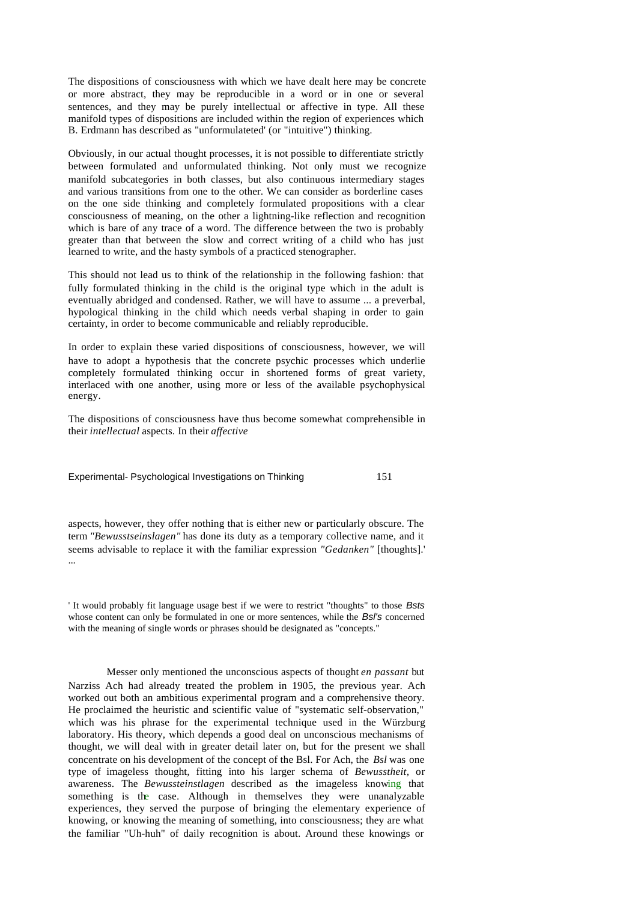The dispositions of consciousness with which we have dealt here may be concrete or more abstract, they may be reproducible in a word or in one or several sentences, and they may be purely intellectual or affective in type. All these manifold types of dispositions are included within the region of experiences which B. Erdmann has described as "unformulateted' (or "intuitive") thinking.

Obviously, in our actual thought processes, it is not possible to differentiate strictly between formulated and unformulated thinking. Not only must we recognize manifold subcategories in both classes, but also continuous intermediary stages and various transitions from one to the other. We can consider as borderline cases on the one side thinking and completely formulated propositions with a clear consciousness of meaning, on the other a lightning-like reflection and recognition which is bare of any trace of a word. The difference between the two is probably greater than that between the slow and correct writing of a child who has just learned to write, and the hasty symbols of a practiced stenographer.

This should not lead us to think of the relationship in the following fashion: that fully formulated thinking in the child is the original type which in the adult is eventually abridged and condensed. Rather, we will have to assume ... a preverbal, hypological thinking in the child which needs verbal shaping in order to gain certainty, in order to become communicable and reliably reproducible.

In order to explain these varied dispositions of consciousness, however, we will have to adopt a hypothesis that the concrete psychic processes which underlie completely formulated thinking occur in shortened forms of great variety, interlaced with one another, using more or less of the available psychophysical energy.

The dispositions of consciousness have thus become somewhat comprehensible in their *intellectual* aspects. In their *affective* aspects, however, they offer nothing that is either new or particularly obscure. The term *"Bewusstseinslagen"* has done its duty as a temporary collective name, and it seems advisable to replace it with the familiar expression *"Gedanken"* [thoughts].' ...

' It would probably fit language usage best if we were to restrict "thoughts" to those *Bsts* whose content can only be formulated in one or more sentences, while the *Bsl's* concerned with the meaning of single words or phrases should be designated as "concepts."

Messer only mentioned the unconscious aspects of thought *en passant* but Narziss Ach had already treated the problem in 1905, the previous year. Ach worked out both an ambitious experimental program and a comprehensive theory. He proclaimed the heuristic and scientific value of "systematic self-observation," which was his phrase for the experimental technique used in the Würzburg laboratory. His theory, which depends a good deal on unconscious mechanisms of thought, we will deal with in greater detail later on, but for the present we shall concentrate on his development of the concept of the Bsl. For Ach, the *Bsl* was one type of imageless thought, fitting into his larger schema of *Bewusstheit*, or awareness. The *Bewussteinstlagen* described as the imageless knowing that something is the case. Although in themselves they were unanalyzable experiences, they served the purpose of bringing the elementary experience of knowing, or knowing the meaning of something, into consciousness; they are what the familiar "Uh-huh" of daily recognition is about. Around these knowings or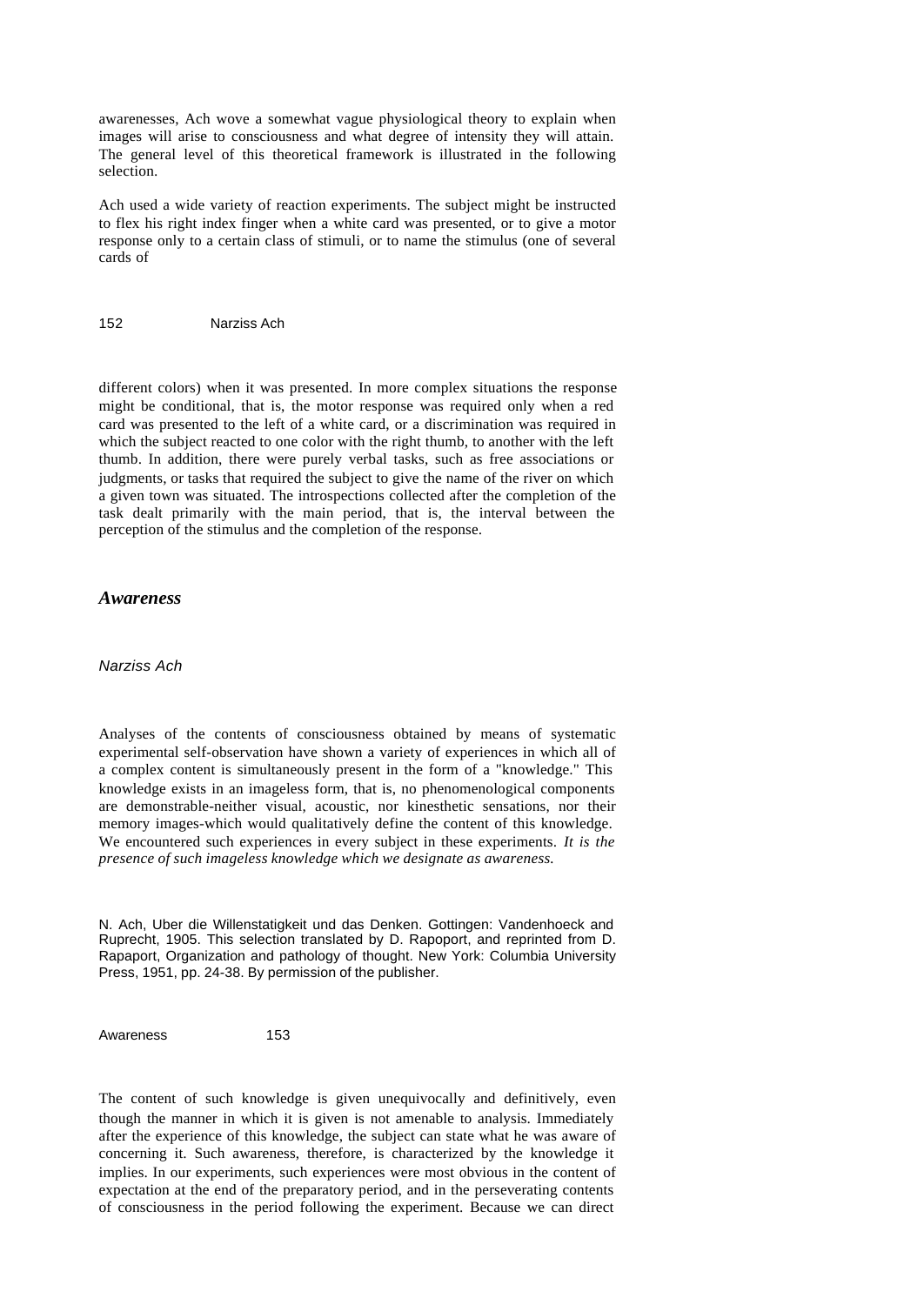awarenesses, Ach wove a somewhat vague physiological theory to explain when images will arise to consciousness and what degree of intensity they will attain. The general level of this theoretical framework is illustrated in the following selection.

Ach used a wide variety of reaction experiments. The subject might be instructed to flex his right index finger when a white card was presented, or to give a motor response only to a certain class of stimuli, or to name the stimulus (one of several cards of different colors) when it was presented. In more complex situations the response might be conditional, that is, the motor response was required only when a red card was presented to the left of a white card, or a discrimination was required in which the subject reacted to one color with the right thumb, to another with the left thumb. In addition, there were purely verbal tasks, such as free associations or judgments, or tasks that required the subject to give the name of the river on which a given town was situated. The introspections collected after the completion of the task dealt primarily with the main period, that is, the interval between the perception of the stimulus and the completion of the response.

## *Awareness*

*Narziss Ach*

Analyses of the contents of consciousness obtained by means of systematic experimental self-observation have shown a variety of experiences in which all of a complex content is simultaneously present in the form of a "knowledge." This knowledge exists in an imageless form, that is, no phenomenological components are demonstrable-neither visual, acoustic, nor kinesthetic sensations, nor their memory images-which would qualitatively define the content of this knowledge. We encountered such experiences in every subject in these experiments. *It is the presence of such imageless knowledge which we designate as awareness.*

N. Ach, Uber die Willenstatigkeit und das Denken. Gottingen: Vandenhoeck and Ruprecht, 1905. This selection translated by D. Rapoport, and reprinted from D. Rapaport, Organization and pathology of thought. New York: Columbia University Press, 1951, pp. 24-38. By permission of the publisher.

The content of such knowledge is given unequivocally and definitively, even though the manner in which it is given is not amenable to analysis. Immediately after the experience of this knowledge, the subject can state what he was aware of concerning it. Such awareness, therefore, is characterized by the knowledge it implies. In our experiments, such experiences were most obvious in the content of expectation at the end of the preparatory period, and in the perseverating contents of consciousness in the period following the experiment. Because we can direct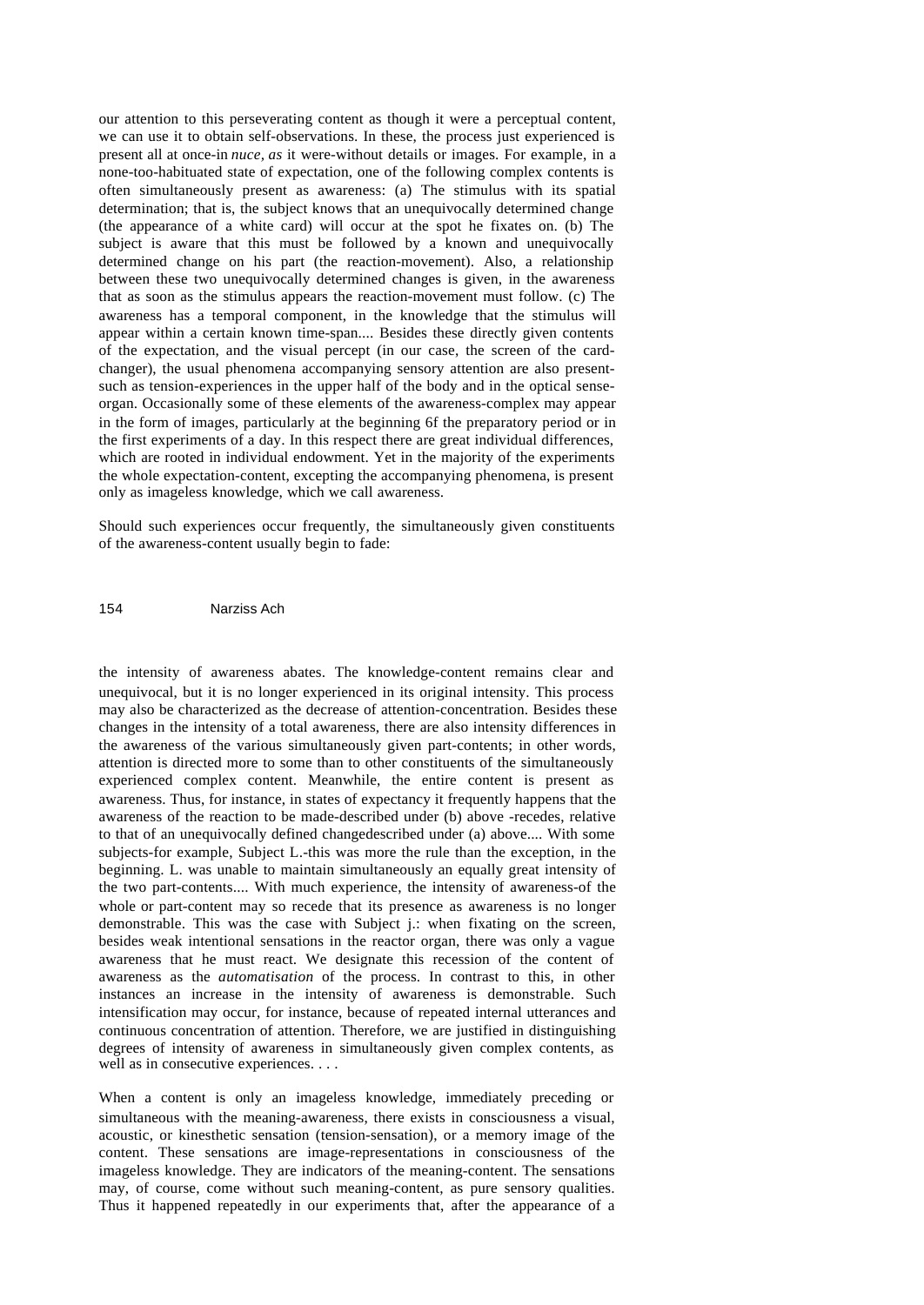our attention to this perseverating content as though it were a perceptual content, we can use it to obtain self-observations. In these, the process just experienced is present all at once-in *nuce, as* it were-without details or images. For example, in a none-too-habituated state of expectation, one of the following complex contents is often simultaneously present as awareness: (a) The stimulus with its spatial determination; that is, the subject knows that an unequivocally determined change (the appearance of a white card) will occur at the spot he fixates on. (b) The subject is aware that this must be followed by a known and unequivocally determined change on his part (the reaction-movement). Also, a relationship between these two unequivocally determined changes is given, in the awareness that as soon as the stimulus appears the reaction-movement must follow. (c) The awareness has a temporal component, in the knowledge that the stimulus will appear within a certain known time-span.... Besides these directly given contents of the expectation, and the visual percept (in our case, the screen of the card-changer), the usual phenomena accompanying sensory attention are also present-such as tension-experiences in the upper half of the body and in the optical sense-organ. Occasionally some of these elements of the awareness-complex may appear in the form of images, particularly at the beginning 6f the preparatory period or in the first experiments of a day. In this respect there are great individual differences, which are rooted in individual endowment. Yet in the majority of the experiments the whole expectation-content, excepting the accompanying phenomena, is present only as imageless knowledge, which we call awareness.

Should such experiences occur frequently, the simultaneously given constituents of the awareness-content usually begin to fade:

the intensity of awareness abates. The knowledge-content remains clear and unequivocal, but it is no longer experienced in its original intensity. This process may also be characterized as the decrease of attention-concentration. Besides these changes in the intensity of a total awareness, there are also intensity differences in the awareness of the various simultaneously given part-contents; in other words, attention is directed more to some than to other constituents of the simultaneously experienced complex content. Meanwhile, the entire content is present as awareness. Thus, for instance, in states of expectancy it frequently happens that the awareness of the reaction to be made-described under (b) above -recedes, relative to that of an unequivocally defined changedescribed under (a) above.... With some subjects-for example, Subject L.-this was more the rule than the exception, in the beginning. L. was unable to maintain simultaneously an equally great intensity of the two part-contents.... With much experience, the intensity of awareness-of the whole or part-content may so recede that its presence as awareness is no longer demonstrable. This was the case with Subject j.: when fixating on the screen, besides weak intentional sensations in the reactor organ, there was only a vague awareness that he must react. We designate this recession of the content of awareness as the *automatisation* of the process. In contrast to this, in other instances an increase in the intensity of awareness is demonstrable. Such intensification may occur, for instance, because of repeated internal utterances and continuous concentration of attention. Therefore, we are justified in distinguishing degrees of intensity of awareness in simultaneously given complex contents, as well as in consecutive experiences. . . .

When a content is only an imageless knowledge, immediately preceding or simultaneous with the meaning-awareness, there exists in consciousness a visual, acoustic, or kinesthetic sensation (tension-sensation), or a memory image of the content. These sensations are image-representations in consciousness of the imageless knowledge. They are indicators of the meaning-content. The sensations may, of course, come without such meaning-content, as pure sensory qualities. Thus it happened repeatedly in our experiments that, after the appearance of a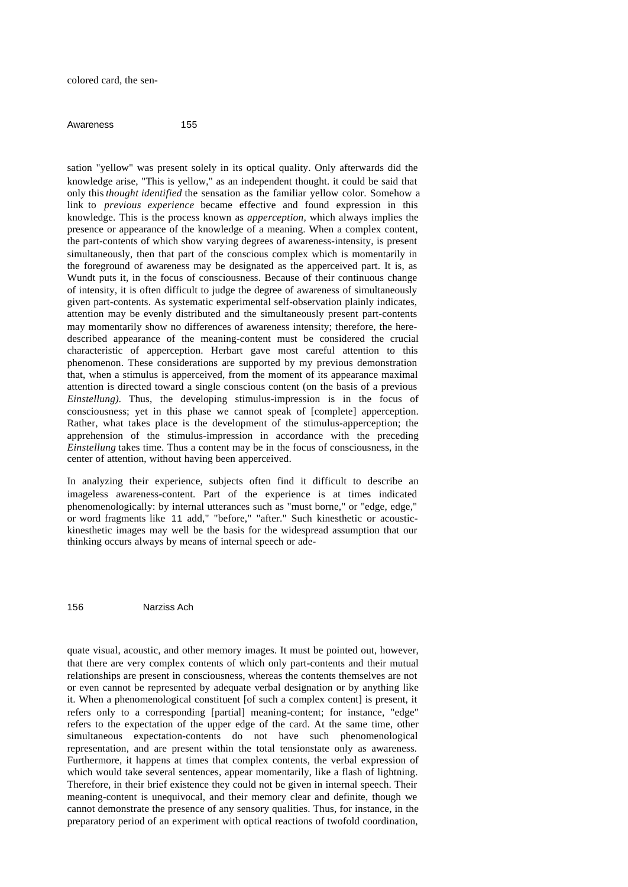colored card, the sensation "yellow" was present solely in its optical quality. Only afterwards did the knowledge arise, "This is yellow," as an independent thought. it could be said that only this *thought identified* the sensation as the familiar yellow color. Somehow a link to *previous experience* became effective and found expression in this knowledge. This is the process known as *apperception,* which always implies the presence or appearance of the knowledge of a meaning. When a complex content, the part-contents of which show varying degrees of awareness-intensity, is present simultaneously, then that part of the conscious complex which is momentarily in the foreground of awareness may be designated as the apperceived part. It is, as Wundt puts it, in the focus of consciousness. Because of their continuous change of intensity, it is often difficult to judge the degree of awareness of simultaneously given part-contents. As systematic experimental self-observation plainly indicates, attention may be evenly distributed and the simultaneously present part-contents may momentarily show no differences of awareness intensity; therefore, the here-described appearance of the meaning-content must be considered the crucial characteristic of apperception. Herbart gave most careful attention to this phenomenon. These considerations are supported by my previous demonstration that, when a stimulus is apperceived, from the moment of its appearance maximal attention is directed toward a single conscious content (on the basis of a previous *Einstellung).* Thus, the developing stimulus-impression is in the focus of consciousness; yet in this phase we cannot speak of [complete] apperception. Rather, what takes place is the development of the stimulus-apperception; the apprehension of the stimulus-impression in accordance with the preceding *Einstellung* takes time. Thus a content may be in the focus of consciousness, in the center of attention, without having been apperceived.

In analyzing their experience, subjects often find it difficult to describe an imageless awareness-content. Part of the experience is at times indicated phenomenologically: by internal utterances such as "must borne," or "edge, edge," or word fragments like 11 add," "before," "after." Such kinesthetic or acoustic-kinesthetic images may well be the basis for the widespread assumption that our thinking occurs always by means of internal speech or adequate visual, acoustic, and other memory images. It must be pointed out, however, that there are very complex contents of which only part-contents and their mutual relationships are present in consciousness, whereas the contents themselves are not or even cannot be represented by adequate verbal designation or by anything like it. When a phenomenological constituent [of such a complex content] is present, it refers only to a corresponding [partial] meaning-content; for instance, "edge" refers to the expectation of the upper edge of the card. At the same time, other simultaneous expectation-contents do not have such phenomenological representation, and are present within the total tensionstate only as awareness. Furthermore, it happens at times that complex contents, the verbal expression of which would take several sentences, appear momentarily, like a flash of lightning. Therefore, in their brief existence they could not be given in internal speech. Their meaning-content is unequivocal, and their memory clear and definite, though we cannot demonstrate the presence of any sensory qualities. Thus, for instance, in the preparatory period of an experiment with optical reactions of twofold coordination,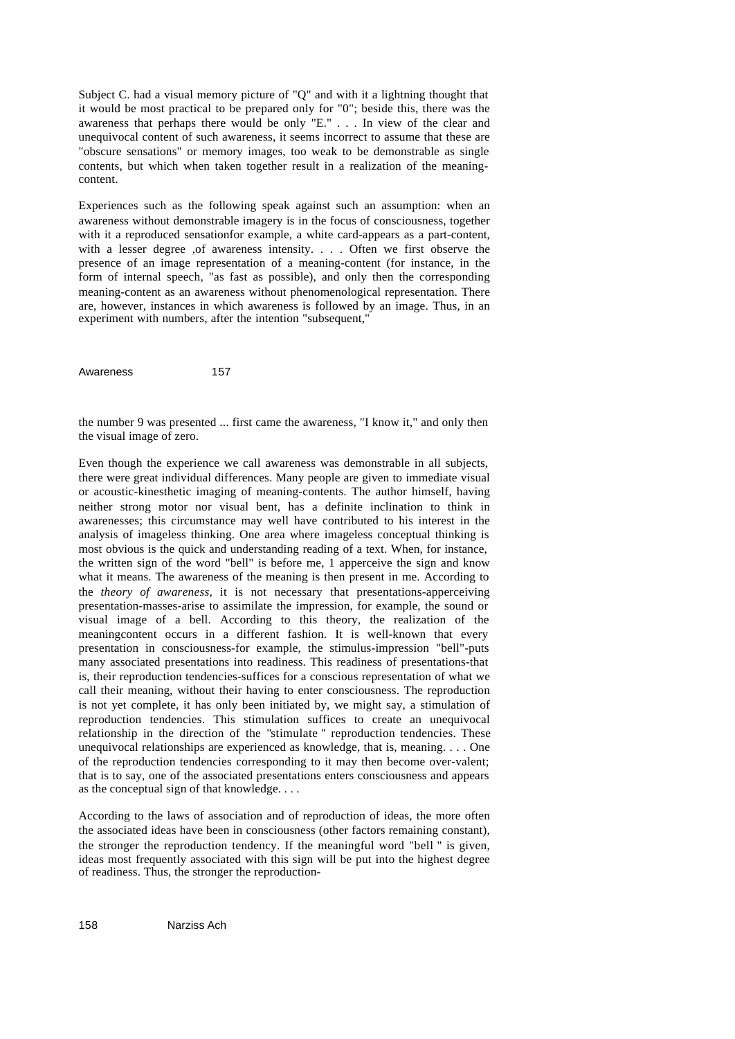Subject C. had a visual memory picture of "Q" and with it a lightning thought that it would be most practical to be prepared only for "0"; beside this, there was the awareness that perhaps there would be only "E." . . . In view of the clear and unequivocal content of such awareness, it seems incorrect to assume that these are "obscure sensations" or memory images, too weak to be demonstrable as single contents, but which when taken together result in a realization of the meaning-content.

Experiences such as the following speak against such an assumption: when an awareness without demonstrable imagery is in the focus of consciousness, together with it a reproduced sensationfor example, a white card-appears as a part-content, with a lesser degree ,of awareness intensity. . . . Often we first observe the presence of an image representation of a meaning-content (for instance, in the form of internal speech, "as fast as possible), and only then the corresponding meaning-content as an awareness without phenomenological representation. There are, however, instances in which awareness is followed by an image. Thus, in an experiment with numbers, after the intention "subsequent," the number 9 was presented ... first came the awareness, "I know it," and only then the visual image of zero.

Even though the experience we call awareness was demonstrable in all subjects, there were great individual differences. Many people are given to immediate visual or acoustic-kinesthetic imaging of meaning-contents. The author himself, having neither strong motor nor visual bent, has a definite inclination to think in awarenesses; this circumstance may well have contributed to his interest in the analysis of imageless thinking. One area where imageless conceptual thinking is most obvious is the quick and understanding reading of a text. When, for instance, the written sign of the word "bell" is before me, 1 apperceive the sign and know what it means. The awareness of the meaning is then present in me. According to the *theory of awareness,* it is not necessary that presentations-apperceiving presentation-masses-arise to assimilate the impression, for example, the sound or visual image of a bell. According to this theory, the realization of the meaningcontent occurs in a different fashion. It is well-known that every presentation in consciousness-for example, the stimulus-impression "bell"-puts many associated presentations into readiness. This readiness of presentations-that is, their reproduction tendencies-suffices for a conscious representation of what we call their meaning, without their having to enter consciousness. The reproduction is not yet complete, it has only been initiated by, we might say, a stimulation of reproduction tendencies. This stimulation suffices to create an unequivocal relationship in the direction of the "stimulate " reproduction tendencies. These unequivocal relationships are experienced as knowledge, that is, meaning. . . . One of the reproduction tendencies corresponding to it may then become over-valent; that is to say, one of the associated presentations enters consciousness and appears as the conceptual sign of that knowledge. . . .

According to the laws of association and of reproduction of ideas, the more often the associated ideas have been in consciousness (other factors remaining constant), the stronger the reproduction tendency. If the meaningful word "bell " is given, ideas most frequently associated with this sign will be put into the highest degree of readiness. Thus, the stronger the reproduction-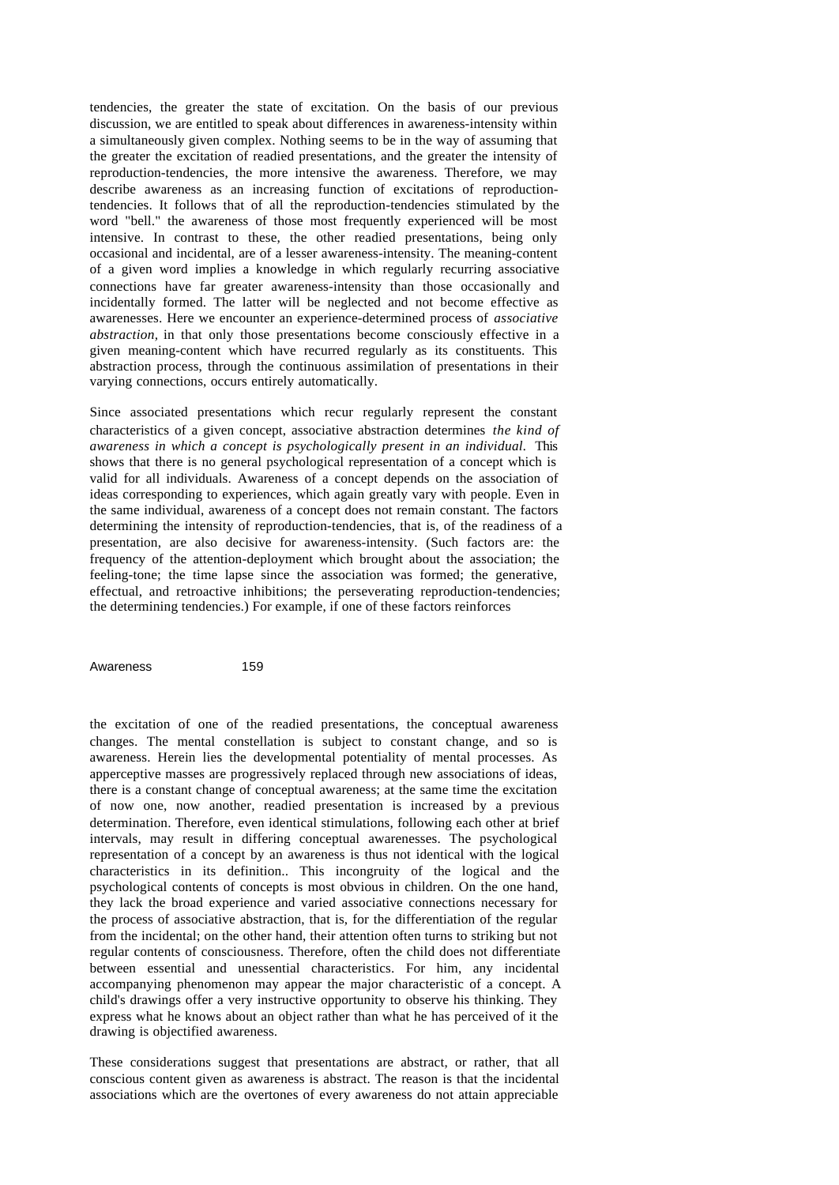tendencies, the greater the state of excitation. On the basis of our previous discussion, we are entitled to speak about differences in awareness-intensity within a simultaneously given complex. Nothing seems to be in the way of assuming that the greater the excitation of readied presentations, and the greater the intensity of reproduction-tendencies, the more intensive the awareness. Therefore, we may describe awareness as an increasing function of excitations of reproduction-tendencies. It follows that of all the reproduction-tendencies stimulated by the word "bell." the awareness of those most frequently experienced will be most intensive. In contrast to these, the other readied presentations, being only occasional and incidental, are of a lesser awareness-intensity. The meaning-content of a given word implies a knowledge in which regularly recurring associative connections have far greater awareness-intensity than those occasionally and incidentally formed. The latter will be neglected and not become effective as awarenesses. Here we encounter an experience-determined process of *associative abstraction,* in that only those presentations become consciously effective in a given meaning-content which have recurred regularly as its constituents. This abstraction process, through the continuous assimilation of presentations in their varying connections, occurs entirely automatically.

Since associated presentations which recur regularly represent the constant characteristics of a given concept, associative abstraction determines *the kind of awareness in which a concept is psychologically present in an individual.* This shows that there is no general psychological representation of a concept which is valid for all individuals. Awareness of a concept depends on the association of ideas corresponding to experiences, which again greatly vary with people. Even in the same individual, awareness of a concept does not remain constant. The factors determining the intensity of reproduction-tendencies, that is, of the readiness of a presentation, are also decisive for awareness-intensity. (Such factors are: the frequency of the attention-deployment which brought about the association; the feeling-tone; the time lapse since the association was formed; the generative, effectual, and retroactive inhibitions; the perseverating reproduction-tendencies; the determining tendencies.) For example, if one of these factors reinforces

the excitation of one of the readied presentations, the conceptual awareness changes. The mental constellation is subject to constant change, and so is awareness. Herein lies the developmental potentiality of mental processes. As apperceptive masses are progressively replaced through new associations of ideas, there is a constant change of conceptual awareness; at the same time the excitation of now one, now another, readied presentation is increased by a previous determination. Therefore, even identical stimulations, following each other at brief intervals, may result in differing conceptual awarenesses. The psychological representation of a concept by an awareness is thus not identical with the logical characteristics in its definition.. This incongruity of the logical and the psychological contents of concepts is most obvious in children. On the one hand, they lack the broad experience and varied associative connections necessary for the process of associative abstraction, that is, for the differentiation of the regular from the incidental; on the other hand, their attention often turns to striking but not regular contents of consciousness. Therefore, often the child does not differentiate between essential and unessential characteristics. For him, any incidental accompanying phenomenon may appear the major characteristic of a concept. A child's drawings offer a very instructive opportunity to observe his thinking. They express what he knows about an object rather than what he has perceived of it the drawing is objectified awareness.

These considerations suggest that presentations are abstract, or rather, that all conscious content given as awareness is abstract. The reason is that the incidental associations which are the overtones of every awareness do not attain appreciable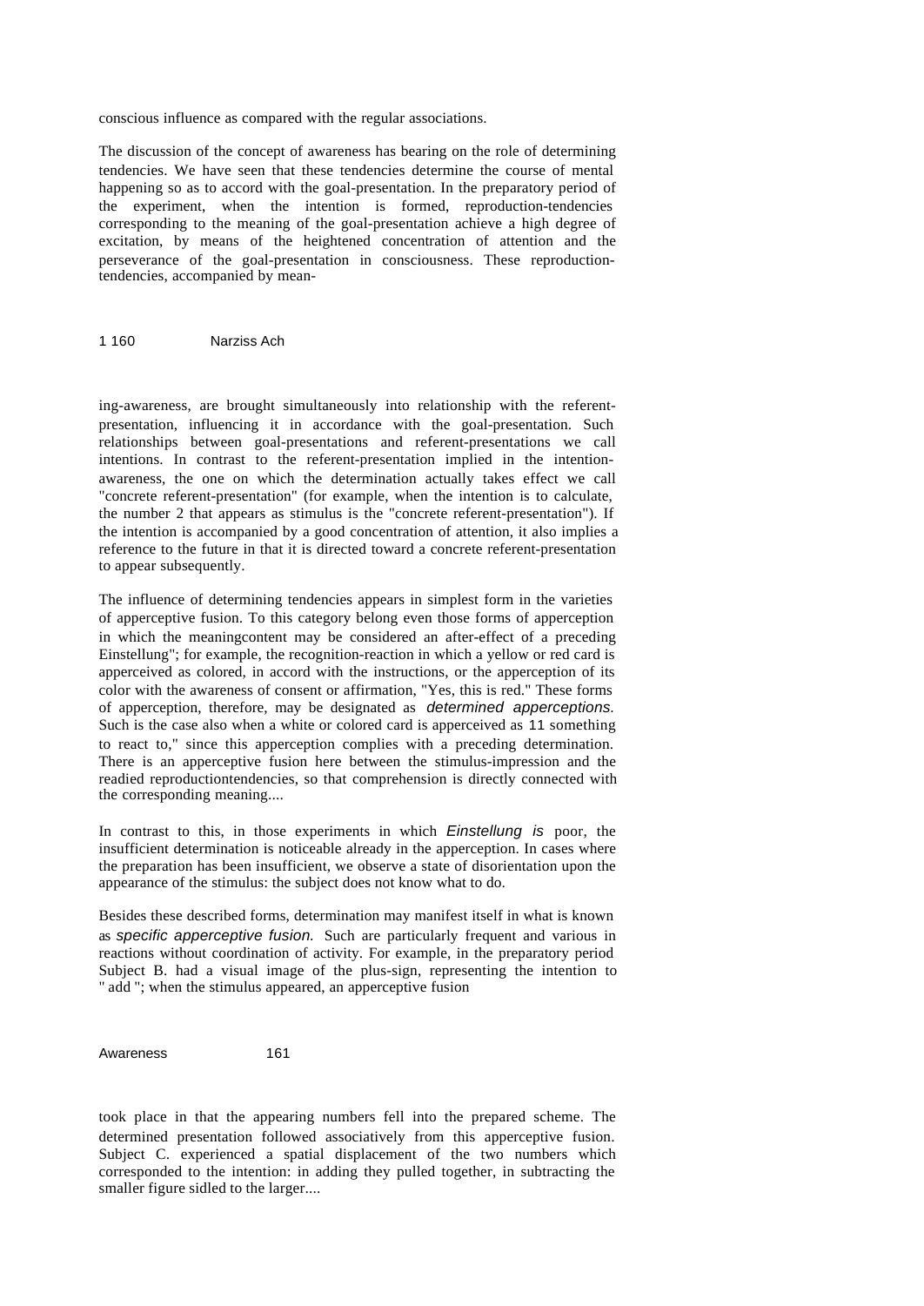conscious influence as compared with the regular associations.

The discussion of the concept of awareness has bearing on the role of determining tendencies. We have seen that these tendencies determine the course of mental happening so as to accord with the goal-presentation. In the preparatory period of the experiment, when the intention is formed, reproduction-tendencies corresponding to the meaning of the goal-presentation achieve a high degree of excitation, by means of the heightened concentration of attention and the perseverance of the goal-presentation in consciousness. These reproduction-tendencies, accompanied by meaning-awareness, are brought simultaneously into relationship with the referent-presentation, influencing it in accordance with the goal-presentation. Such relationships between goal-presentations and referent-presentations we call intentions. In contrast to the referent-presentation implied in the intention-awareness, the one on which the determination actually takes effect we call "concrete referent-presentation" (for example, when the intention is to calculate, the number 2 that appears as stimulus is the "concrete referent-presentation"). If the intention is accompanied by a good concentration of attention, it also implies a reference to the future in that it is directed toward a concrete referent-presentation to appear subsequently.

The influence of determining tendencies appears in simplest form in the varieties of apperceptive fusion. To this category belong even those forms of apperception in which the meaningcontent may be considered an after-effect of a preceding Einstellung"; for example, the recognition-reaction in which a yellow or red card is apperceived as colored, in accord with the instructions, or the apperception of its color with the awareness of consent or affirmation, "Yes, this is red." These forms of apperception, therefore, may be designated as *determined apperceptions.* Such is the case also when a white or colored card is apperceived as 11 something to react to," since this apperception complies with a preceding determination. There is an apperceptive fusion here between the stimulus-impression and the readied reproductiontendencies, so that comprehension is directly connected with the corresponding meaning....

In contrast to this, in those experiments in which *Einstellung is* poor, the insufficient determination is noticeable already in the apperception. In cases where the preparation has been insufficient, we observe a state of disorientation upon the appearance of the stimulus: the subject does not know what to do.

Besides these described forms, determination may manifest itself in what is known as *specific apperceptive fusion.* Such are particularly frequent and various in reactions without coordination of activity. For example, in the preparatory period Subject B. had a visual image of the plus-sign, representing the intention to " add "; when the stimulus appeared, an apperceptive fusion took place in that the appearing numbers fell into the prepared scheme. The determined presentation followed associatively from this apperceptive fusion. Subject C. experienced a spatial displacement of the two numbers which corresponded to the intention: in adding they pulled together, in subtracting the smaller figure sidled to the larger....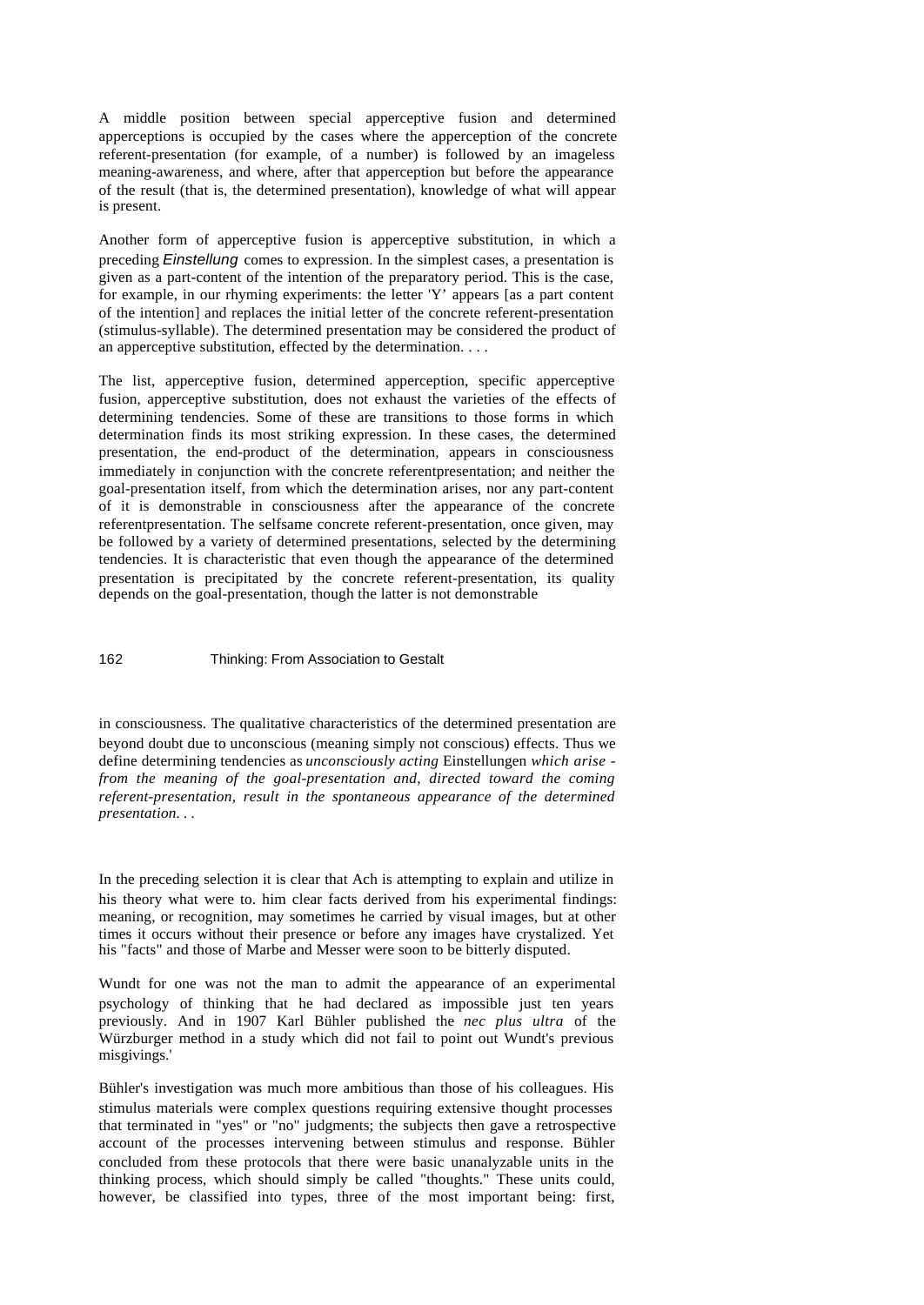A middle position between special apperceptive fusion and determined apperceptions is occupied by the cases where the apperception of the concrete referent-presentation (for example, of a number) is followed by an imageless meaning-awareness, and where, after that apperception but before the appearance of the result (that is, the determined presentation), knowledge of what will appear is present.

Another form of apperceptive fusion is apperceptive substitution, in which a preceding *Einstellung* comes to expression. In the simplest cases, a presentation is given as a part-content of the intention of the preparatory period. This is the case, for example, in our rhyming experiments: the letter 'Y' appears [as a part content of the intention] and replaces the initial letter of the concrete referent-presentation (stimulus-syllable). The determined presentation may be considered the product of an apperceptive substitution, effected by the determination. . . .

The list, apperceptive fusion, determined apperception, specific apperceptive fusion, apperceptive substitution, does not exhaust the varieties of the effects of determining tendencies. Some of these are transitions to those forms in which determination finds its most striking expression. In these cases, the determined presentation, the end-product of the determination, appears in consciousness immediately in conjunction with the concrete referentpresentation; and neither the goal-presentation itself, from which the determination arises, nor any part-content of it is demonstrable in consciousness after the appearance of the concrete referentpresentation. The selfsame concrete referent-presentation, once given, may be followed by a variety of determined presentations, selected by the determining tendencies. It is characteristic that even though the appearance of the determined presentation is precipitated by the concrete referent-presentation, its quality depends on the goal-presentation, though the latter is not demonstrable in consciousness. The qualitative characteristics of the determined presentation are beyond doubt due to unconscious (meaning simply not conscious) effects. Thus we define determining tendencies as *unconsciously acting* Einstellungen *which arise - from the meaning of the goal-presentation and, directed toward the coming referent-presentation, result in the spontaneous appearance of the determined presentation. . .*

In the preceding selection it is clear that Ach is attempting to explain and utilize in his theory what were to. him clear facts derived from his experimental findings: meaning, or recognition, may sometimes he carried by visual images, but at other times it occurs without their presence or before any images have crystalized. Yet his "facts" and those of Marbe and Messer were soon to be bitterly disputed.

Wundt for one was not the man to admit the appearance of an experimental psychology of thinking that he had declared as impossible just ten years previously. And in 1907 Karl Bühler published the *nec plus ultra* of the Würzburger method in a study which did not fail to point out Wundt's previous misgivings.'

Bühler's investigation was much more ambitious than those of his colleagues. His stimulus materials were complex questions requiring extensive thought processes that terminated in "yes" or "no" judgments; the subjects then gave a retrospective account of the processes intervening between stimulus and response. Bühler concluded from these protocols that there were basic unanalyzable units in the thinking process, which should simply be called "thoughts." These units could, however, be classified into types, three of the most important being: first,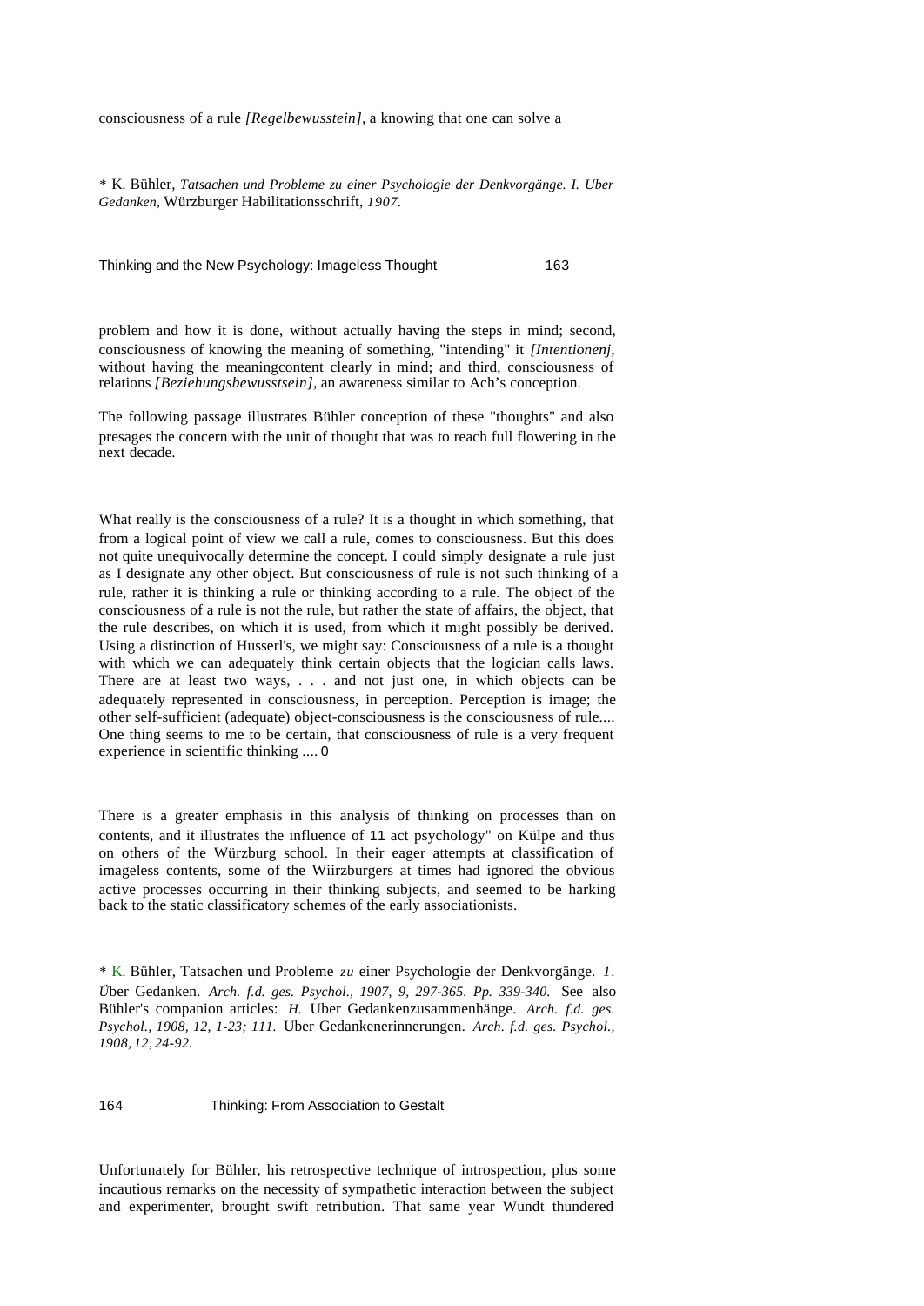consciousness of a rule *[Regelbewusstein]*, a knowing that one can solve a

* K. Bühler, *Tatsachen und Probleme zu einer Psychologie der Denkvorgänge. I. Uber Gedanken*, Würzburger Habilitationsschrift, *1907*.

problem and how it is done, without actually having the steps in mind; second, consciousness of knowing the meaning of something, "intending" it *[Intentionenj*, without having the meaningcontent clearly in mind; and third, consciousness of relations *[Beziehungsbewusstsein]*, an awareness similar to Ach's conception.

The following passage illustrates Bühler conception of these "thoughts" and also presages the concern with the unit of thought that was to reach full flowering in the next decade.

What really is the consciousness of a rule? It is a thought in which something, that from a logical point of view we call a rule, comes to consciousness. But this does not quite unequivocally determine the concept. I could simply designate a rule just as I designate any other object. But consciousness of rule is not such thinking of a rule, rather it is thinking a rule or thinking according to a rule. The object of the consciousness of a rule is not the rule, but rather the state of affairs, the object, that the rule describes, on which it is used, from which it might possibly be derived. Using a distinction of Husserl's, we might say: Consciousness of a rule is a thought with which we can adequately think certain objects that the logician calls laws. There are at least two ways, . . . and not just one, in which objects can be adequately represented in consciousness, in perception. Perception is image; the other self-sufficient (adequate) object-consciousness is the consciousness of rule.... One thing seems to me to be certain, that consciousness of rule is a very frequent experience in scientific thinking .... 0

There is a greater emphasis in this analysis of thinking on processes than on contents, and it illustrates the influence of 11 act psychology" on Külpe and thus on others of the Würzburg school. In their eager attempts at classification of imageless contents, some of the Wiirzburgers at times had ignored the obvious active processes occurring in their thinking subjects, and seemed to be harking back to the static classificatory schemes of the early associationists.

* K. Bühler, Tatsachen und Probleme *zu* einer Psychologie der Denkvorgänge. *1*. Über Gedanken. *Arch. f.d. ges. Psychol., 1907, 9, 297-365. Pp. 339-340.* See also Bühler's companion articles: *H.* Uber Gedankenzusammenhänge. *Arch. f.d. ges. Psychol., 1908, 12, 1-23; 111.* Uber Gedankenerinnerungen. *Arch. f.d. ges. Psychol., 1908, 12, 24-92.*

Unfortunately for Bühler, his retrospective technique of introspection, plus some incautious remarks on the necessity of sympathetic interaction between the subject and experimenter, brought swift retribution. That same year Wundt thundered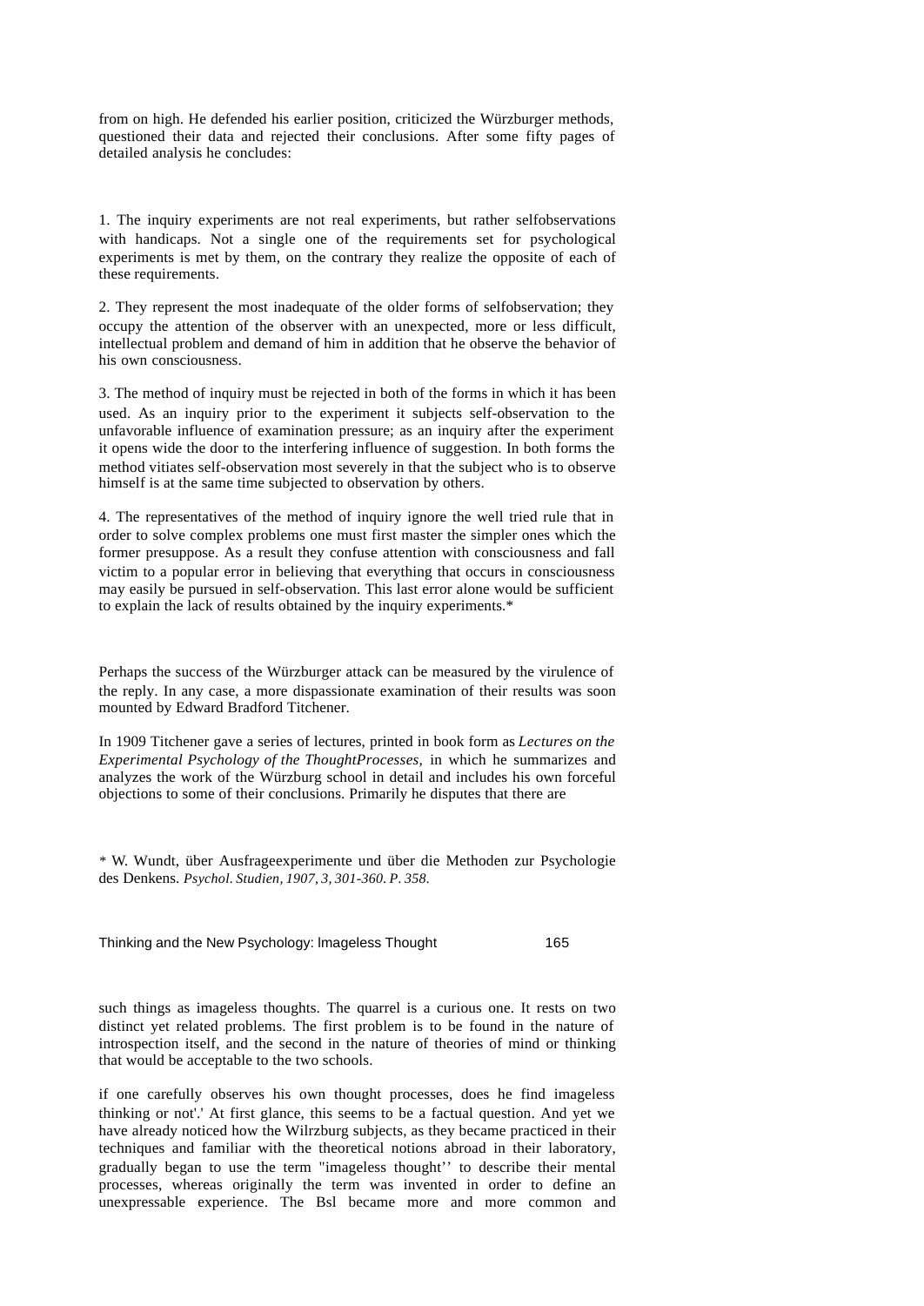from on high. He defended his earlier position, criticized the Würzburger methods, questioned their data and rejected their conclusions. After some fifty pages of detailed analysis he concludes:

1. The inquiry experiments are not real experiments, but rather selfobservations with handicaps. Not a single one of the requirements set for psychological experiments is met by them, on the contrary they realize the opposite of each of these requirements.

2. They represent the most inadequate of the older forms of selfobservation; they occupy the attention of the observer with an unexpected, more or less difficult, intellectual problem and demand of him in addition that he observe the behavior of his own consciousness.

3. The method of inquiry must be rejected in both of the forms in which it has been used. As an inquiry prior to the experiment it subjects self-observation to the unfavorable influence of examination pressure; as an inquiry after the experiment it opens wide the door to the interfering influence of suggestion. In both forms the method vitiates self-observation most severely in that the subject who is to observe himself is at the same time subjected to observation by others.

4. The representatives of the method of inquiry ignore the well tried rule that in order to solve complex problems one must first master the simpler ones which the former presuppose. As a result they confuse attention with consciousness and fall victim to a popular error in believing that everything that occurs in consciousness may easily be pursued in self-observation. This last error alone would be sufficient to explain the lack of results obtained by the inquiry experiments.*

Perhaps the success of the Würzburger attack can be measured by the virulence of the reply. In any case, a more dispassionate examination of their results was soon mounted by Edward Bradford Titchener.

In 1909 Titchener gave a series of lectures, printed in book form as *Lectures on the Experimental Psychology of the ThoughtProcesses,* in which he summarizes and analyzes the work of the Würzburg school in detail and includes his own forceful objections to some of their conclusions. Primarily he disputes that there are

\* W. Wundt, über Ausfrageexperimente und über die Methoden zur Psychologie des Denkens. *Psychol. Studien, 1907, 3, 301-360. P. 358.*

such things as imageless thoughts. The quarrel is a curious one. It rests on two distinct yet related problems. The first problem is to be found in the nature of introspection itself, and the second in the nature of theories of mind or thinking that would be acceptable to the two schools.

if one carefully observes his own thought processes, does he find imageless thinking or not'.' At first glance, this seems to be a factual question. And yet we have already noticed how the Wilrzburg subjects, as they became practiced in their techniques and familiar with the theoretical notions abroad in their laboratory, gradually began to use the term "imageless thought'' to describe their mental processes, whereas originally the term was invented in order to define an unexpressable experience. The Bsl became more and more common and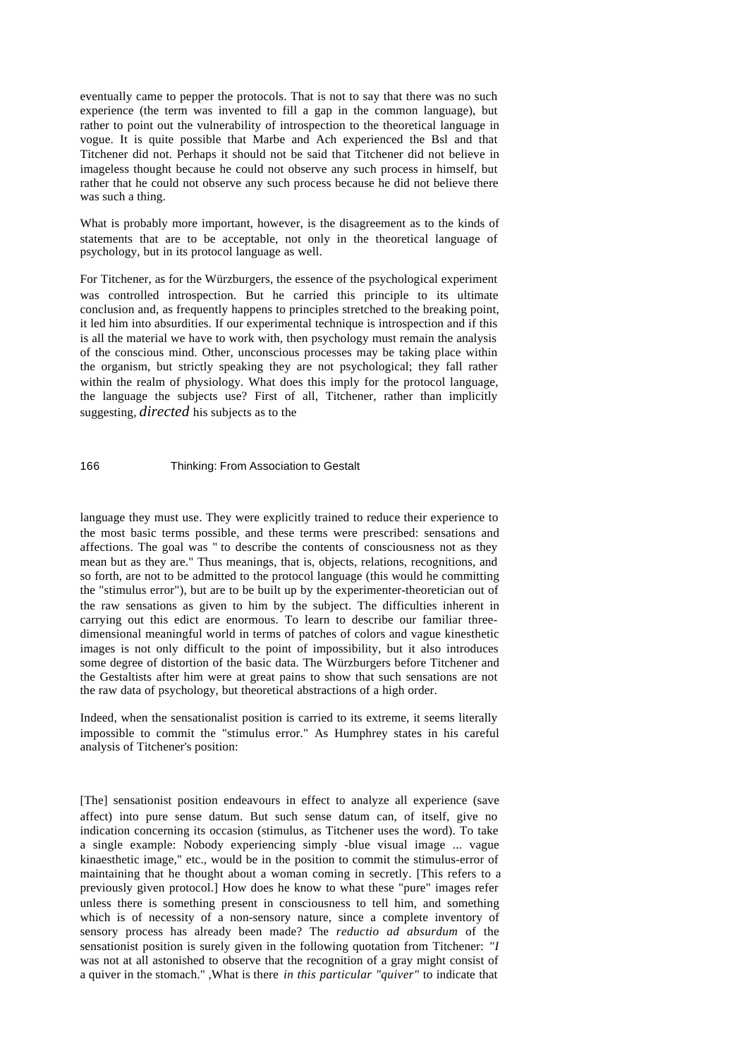eventually came to pepper the protocols. That is not to say that there was no such experience (the term was invented to fill a gap in the common language), but rather to point out the vulnerability of introspection to the theoretical language in vogue. It is quite possible that Marbe and Ach experienced the Bsl and that Titchener did not. Perhaps it should not be said that Titchener did not believe in imageless thought because he could not observe any such process in himself, but rather that he could not observe any such process because he did not believe there was such a thing.

What is probably more important, however, is the disagreement as to the kinds of statements that are to be acceptable, not only in the theoretical language of psychology, but in its protocol language as well.

For Titchener, as for the Würzburgers, the essence of the psychological experiment was controlled introspection. But he carried this principle to its ultimate conclusion and, as frequently happens to principles stretched to the breaking point, it led him into absurdities. If our experimental technique is introspection and if this is all the material we have to work with, then psychology must remain the analysis of the conscious mind. Other, unconscious processes may be taking place within the organism, but strictly speaking they are not psychological; they fall rather within the realm of physiology. What does this imply for the protocol language, the language the subjects use? First of all, Titchener, rather than implicitly suggesting, *directed* his subjects as to the language they must use. They were explicitly trained to reduce their experience to the most basic terms possible, and these terms were prescribed: sensations and affections. The goal was " to describe the contents of consciousness not as they mean but as they are." Thus meanings, that is, objects, relations, recognitions, and so forth, are not to be admitted to the protocol language (this would he committing the "stimulus error"), but are to be built up by the experimenter-theoretician out of the raw sensations as given to him by the subject. The difficulties inherent in carrying out this edict are enormous. To learn to describe our familiar three-dimensional meaningful world in terms of patches of colors and vague kinesthetic images is not only difficult to the point of impossibility, but it also introduces some degree of distortion of the basic data. The Würzburgers before Titchener and the Gestaltists after him were at great pains to show that such sensations are not the raw data of psychology, but theoretical abstractions of a high order.

Indeed, when the sensationalist position is carried to its extreme, it seems literally impossible to commit the "stimulus error." As Humphrey states in his careful analysis of Titchener's position:

[The] sensationist position endeavours in effect to analyze all experience (save affect) into pure sense datum. But such sense datum can, of itself, give no indication concerning its occasion (stimulus, as Titchener uses the word). To take a single example: Nobody experiencing simply -blue visual image ... vague kinaesthetic image," etc., would be in the position to commit the stimulus-error of maintaining that he thought about a woman coming in secretly. [This refers to a previously given protocol.] How does he know to what these "pure" images refer unless there is something present in consciousness to tell him, and something which is of necessity of a non-sensory nature, since a complete inventory of sensory process has already been made? The *reductio ad absurdum* of the sensationist position is surely given in the following quotation from Titchener: *"I* was not at all astonished to observe that the recognition of a gray might consist of a quiver in the stomach." ,What is there *in this particular "quiver"* to indicate that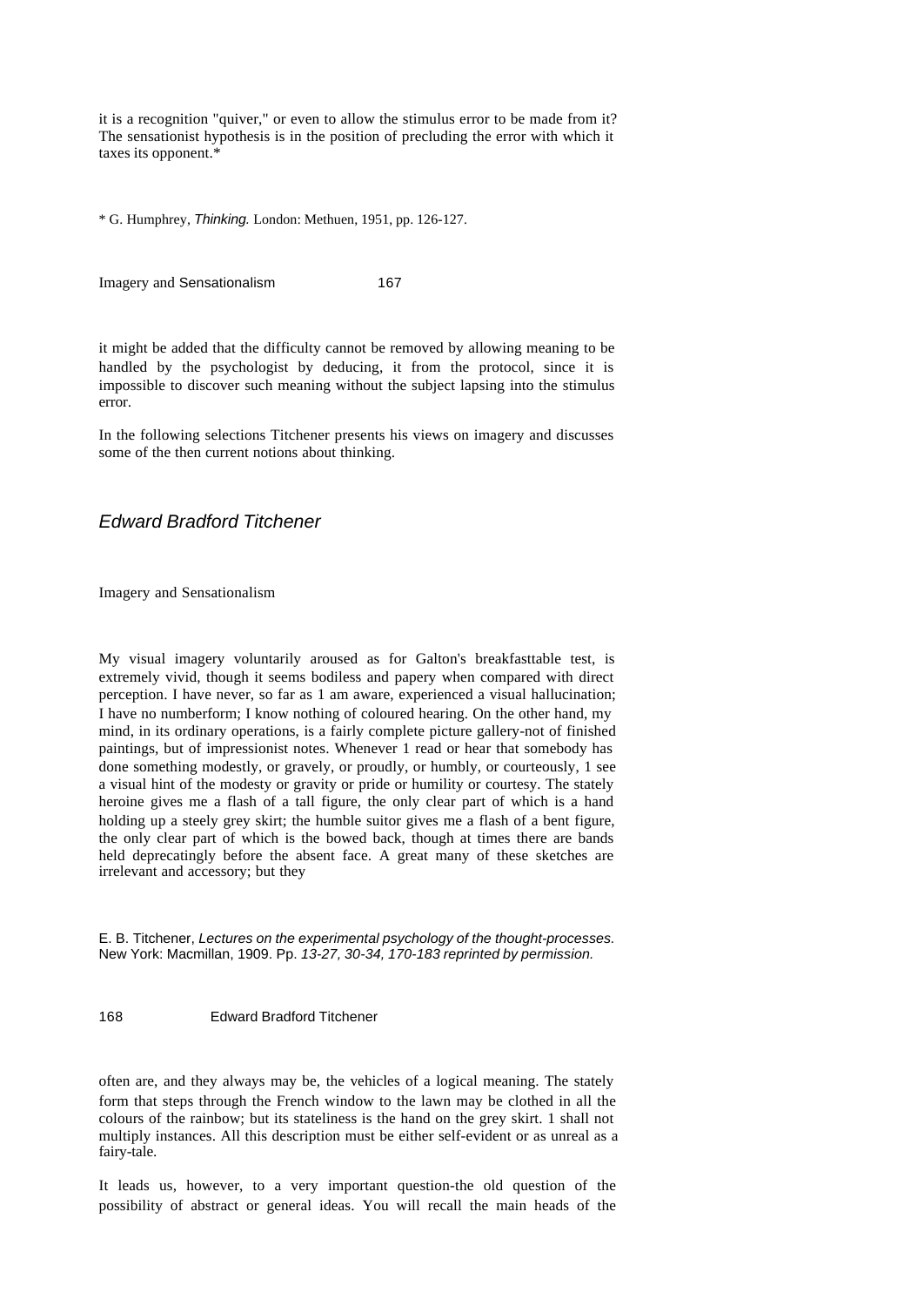it is a recognition "quiver," or even to allow the stimulus error to be made from it? The sensationist hypothesis is in the position of precluding the error with which it taxes its opponent.*

* G. Humphrey, *Thinking.* London: Methuen, 1951, pp. 126-127.

it might be added that the difficulty cannot be removed by allowing meaning to be handled by the psychologist by deducing, it from the protocol, since it is impossible to discover such meaning without the subject lapsing into the stimulus error.

In the following selections Titchener presents his views on imagery and discusses some of the then current notions about thinking.

## *Edward Bradford Titchener*

### Imagery and Sensationalism

My visual imagery voluntarily aroused as for Galton's breakfasttable test, is extremely vivid, though it seems bodiless and papery when compared with direct perception. I have never, so far as 1 am aware, experienced a visual hallucination; I have no numberform; I know nothing of coloured hearing. On the other hand, my mind, in its ordinary operations, is a fairly complete picture gallery-not of finished paintings, but of impressionist notes. Whenever 1 read or hear that somebody has done something modestly, or gravely, or proudly, or humbly, or courteously, 1 see a visual hint of the modesty or gravity or pride or humility or courtesy. The stately heroine gives me a flash of a tall figure, the only clear part of which is a hand holding up a steely grey skirt; the humble suitor gives me a flash of a bent figure, the only clear part of which is the bowed back, though at times there are bands held deprecatingly before the absent face. A great many of these sketches are irrelevant and accessory; but they

E. B. Titchener, *Lectures on the experimental psychology of the thought-processes.* New York: Macmillan, 1909. Pp. *13-27, 30-34, 170-183 reprinted by permission.*

often are, and they always may be, the vehicles of a logical meaning. The stately form that steps through the French window to the lawn may be clothed in all the colours of the rainbow; but its stateliness is the hand on the grey skirt. 1 shall not multiply instances. All this description must be either self-evident or as unreal as a fairy-tale.

It leads us, however, to a very important question-the old question of the possibility of abstract or general ideas. You will recall the main heads of the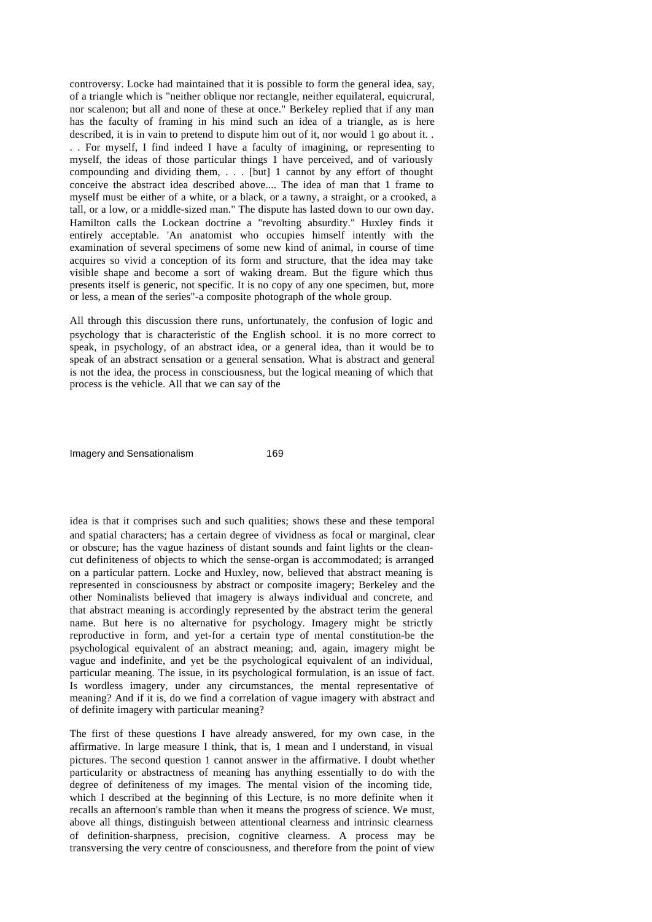controversy. Locke had maintained that it is possible to form the general idea, say, of a triangle which is "neither oblique nor rectangle, neither equilateral, equicrural, nor scalenon; but all and none of these at once." Berkeley replied that if any man has the faculty of framing in his mind such an idea of a triangle, as is here described, it is in vain to pretend to dispute him out of it, nor would 1 go about it. . . . For myself, I find indeed I have a faculty of imagining, or representing to myself, the ideas of those particular things 1 have perceived, and of variously compounding and dividing them, . . . [but] 1 cannot by any effort of thought conceive the abstract idea described above.... The idea of man that 1 frame to myself must be either of a white, or a black, or a tawny, a straight, or a crooked, a tall, or a low, or a middle-sized man." The dispute has lasted down to our own day. Hamilton calls the Lockean doctrine a "revolting absurdity." Huxley finds it entirely acceptable. 'An anatomist who occupies himself intently with the examination of several specimens of some new kind of animal, in course of time acquires so vivid a conception of its form and structure, that the idea may take visible shape and become a sort of waking dream. But the figure which thus presents itself is generic, not specific. It is no copy of any one specimen, but, more or less, a mean of the series"-a composite photograph of the whole group.

All through this discussion there runs, unfortunately, the confusion of logic and psychology that is characteristic of the English school. it is no more correct to speak, in psychology, of an abstract idea, or a general idea, than it would be to speak of an abstract sensation or a general sensation. What is abstract and general is not the idea, the process in consciousness, but the logical meaning of which that process is the vehicle. All that we can say of the idea is that it comprises such and such qualities; shows these and these temporal and spatial characters; has a certain degree of vividness as focal or marginal, clear or obscure; has the vague haziness of distant sounds and faint lights or the clean-cut definiteness of objects to which the sense-organ is accommodated; is arranged on a particular pattern. Locke and Huxley, now, believed that abstract meaning is represented in consciousness by abstract or composite imagery; Berkeley and the other Nominalists believed that imagery is always individual and concrete, and that abstract meaning is accordingly represented by the abstract terim the general name. But here is no alternative for psychology. Imagery might be strictly reproductive in form, and yet-for a certain type of mental constitution-be the psychological equivalent of an abstract meaning; and, again, imagery might be vague and indefinite, and yet be the psychological equivalent of an individual, particular meaning. The issue, in its psychological formulation, is an issue of fact. Is wordless imagery, under any circumstances, the mental representative of meaning? And if it is, do we find a correlation of vague imagery with abstract and of definite imagery with particular meaning?

The first of these questions I have already answered, for my own case, in the affirmative. In large measure I think, that is, 1 mean and I understand, in visual pictures. The second question 1 cannot answer in the affirmative. I doubt whether particularity or abstractness of meaning has anything essentially to do with the degree of definiteness of my images. The mental vision of the incoming tide, which I described at the beginning of this Lecture, is no more definite when it recalls an afternoon's ramble than when it means the progress of science. We must, above all things, distinguish between attentional clearness and intrinsic clearness of definition-sharpness, precision, cognitive clearness. A process may be transversing the very centre of consciousness, and therefore from the point of view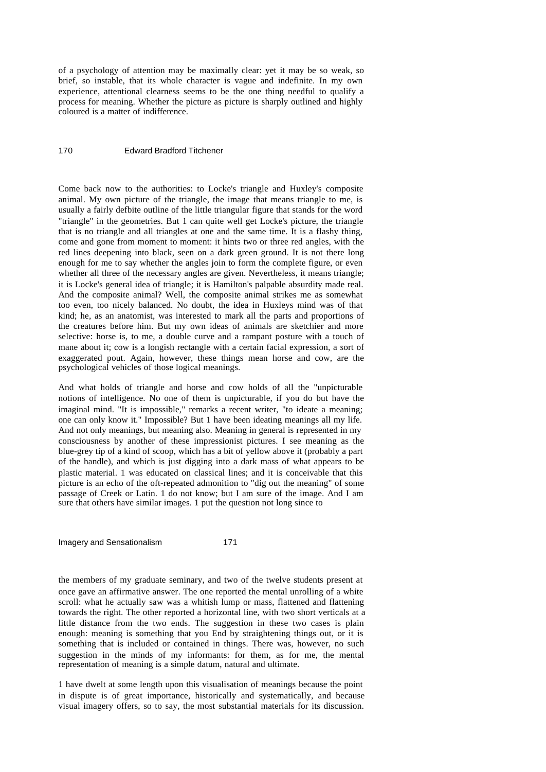of a psychology of attention may be maximally clear: yet it may be so weak, so brief, so instable, that its whole character is vague and indefinite. In my own experience, attentional clearness seems to be the one thing needful to qualify a process for meaning. Whether the picture as picture is sharply outlined and highly coloured is a matter of indifference.

Come back now to the authorities: to Locke's triangle and Huxley's composite animal. My own picture of the triangle, the image that means triangle to me, is usually a fairly defbite outline of the little triangular figure that stands for the word "triangle" in the geometries. But 1 can quite well get Locke's picture, the triangle that is no triangle and all triangles at one and the same time. It is a flashy thing, come and gone from moment to moment: it hints two or three red angles, with the red lines deepening into black, seen on a dark green ground. It is not there long enough for me to say whether the angles join to form the complete figure, or even whether all three of the necessary angles are given. Nevertheless, it means triangle; it is Locke's general idea of triangle; it is Hamilton's palpable absurdity made real. And the composite animal? Well, the composite animal strikes me as somewhat too even, too nicely balanced. No doubt, the idea in Huxleys mind was of that kind; he, as an anatomist, was interested to mark all the parts and proportions of the creatures before him. But my own ideas of animals are sketchier and more selective: horse is, to me, a double curve and a rampant posture with a touch of mane about it; cow is a longish rectangle with a certain facial expression, a sort of exaggerated pout. Again, however, these things mean horse and cow, are the psychological vehicles of those logical meanings.

And what holds of triangle and horse and cow holds of all the "unpicturable notions of intelligence. No one of them is unpicturable, if you do but have the imaginal mind. "It is impossible," remarks a recent writer, "to ideate a meaning; one can only know it." Impossible? But 1 have been ideating meanings all my life. And not only meanings, but meaning also. Meaning in general is represented in my consciousness by another of these impressionist pictures. I see meaning as the blue-grey tip of a kind of scoop, which has a bit of yellow above it (probably a part of the handle), and which is just digging into a dark mass of what appears to be plastic material. 1 was educated on classical lines; and it is conceivable that this picture is an echo of the oft-repeated admonition to "dig out the meaning" of some passage of Creek or Latin. 1 do not know; but I am sure of the image. And I am sure that others have similar images. 1 put the question not long since to the members of my graduate seminary, and two of the twelve students present at once gave an affirmative answer. The one reported the mental unrolling of a white scroll: what he actually saw was a whitish lump or mass, flattened and flattening towards the right. The other reported a horizontal line, with two short verticals at a little distance from the two ends. The suggestion in these two cases is plain enough: meaning is something that you End by straightening things out, or it is something that is included or contained in things. There was, however, no such suggestion in the minds of my informants: for them, as for me, the mental representation of meaning is a simple datum, natural and ultimate.

1 have dwelt at some length upon this visualisation of meanings because the point in dispute is of great importance, historically and systematically, and because visual imagery offers, so to say, the most substantial materials for its discussion.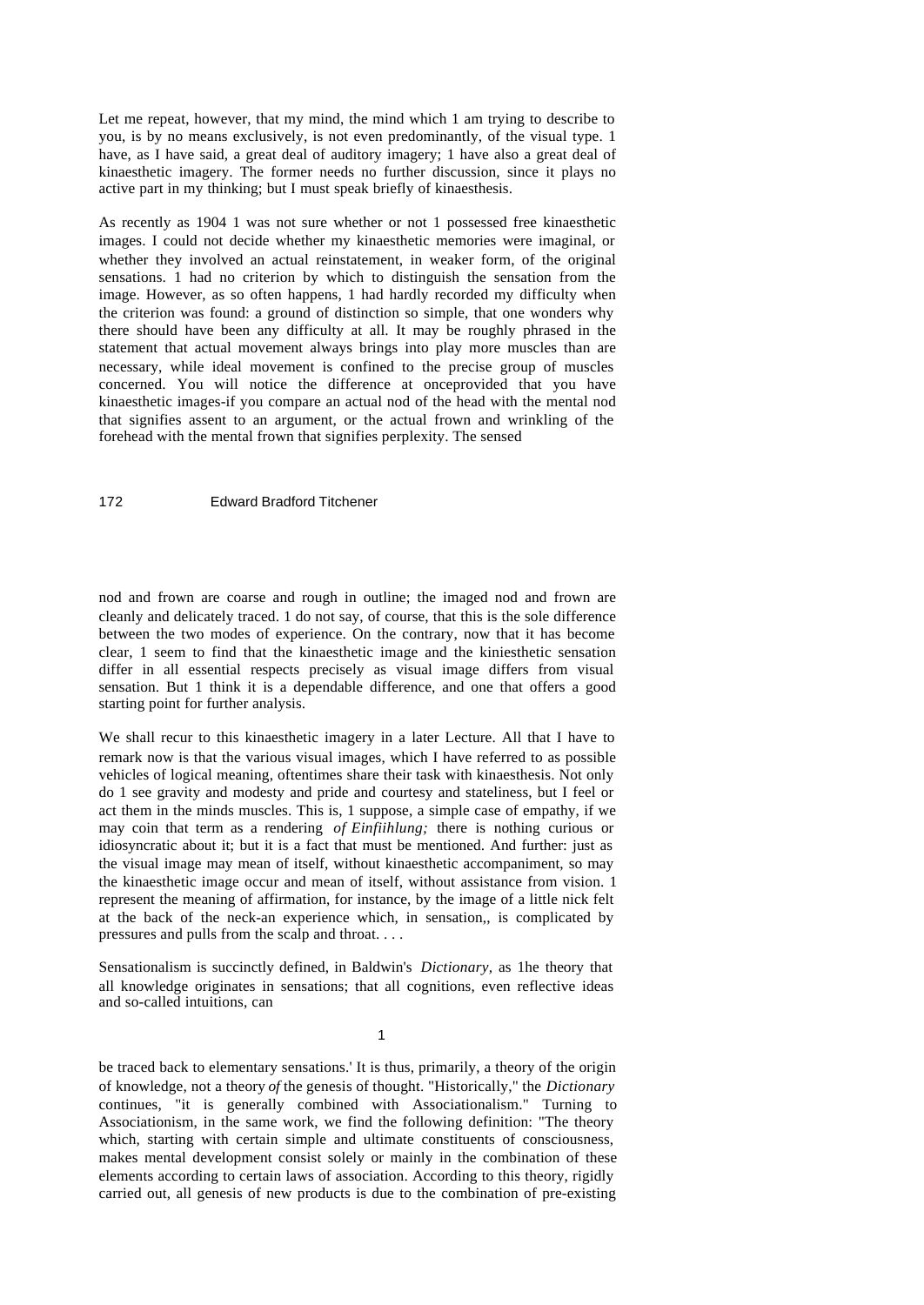Let me repeat, however, that my mind, the mind which 1 am trying to describe to you, is by no means exclusively, is not even predominantly, of the visual type. 1 have, as I have said, a great deal of auditory imagery; 1 have also a great deal of kinaesthetic imagery. The former needs no further discussion, since it plays no active part in my thinking; but I must speak briefly of kinaesthesis.

As recently as 1904 1 was not sure whether or not 1 possessed free kinaesthetic images. I could not decide whether my kinaesthetic memories were imaginal, or whether they involved an actual reinstatement, in weaker form, of the original sensations. 1 had no criterion by which to distinguish the sensation from the image. However, as so often happens, 1 had hardly recorded my difficulty when the criterion was found: a ground of distinction so simple, that one wonders why there should have been any difficulty at all. It may be roughly phrased in the statement that actual movement always brings into play more muscles than are necessary, while ideal movement is confined to the precise group of muscles concerned. You will notice the difference at onceprovided that you have kinaesthetic images-if you compare an actual nod of the head with the mental nod that signifies assent to an argument, or the actual frown and wrinkling of the forehead with the mental frown that signifies perplexity. The sensed nod and frown are coarse and rough in outline; the imaged nod and frown are cleanly and delicately traced. 1 do not say, of course, that this is the sole difference between the two modes of experience. On the contrary, now that it has become clear, 1 seem to find that the kinaesthetic image and the kiniesthetic sensation differ in all essential respects precisely as visual image differs from visual sensation. But 1 think it is a dependable difference, and one that offers a good starting point for further analysis.

We shall recur to this kinaesthetic imagery in a later Lecture. All that I have to remark now is that the various visual images, which I have referred to as possible vehicles of logical meaning, oftentimes share their task with kinaesthesis. Not only do 1 see gravity and modesty and pride and courtesy and stateliness, but I feel or act them in the minds muscles. This is, 1 suppose, a simple case of empathy, if we may coin that term as a rendering *of Einfiihlung;* there is nothing curious or idiosyncratic about it; but it is a fact that must be mentioned. And further: just as the visual image may mean of itself, without kinaesthetic accompaniment, so may the kinaesthetic image occur and mean of itself, without assistance from vision. 1 represent the meaning of affirmation, for instance, by the image of a little nick felt at the back of the neck-an experience which, in sensation,, is complicated by pressures and pulls from the scalp and throat. . . .

Sensationalism is succinctly defined, in Baldwin's *Dictionary*, as 1he theory that all knowledge originates in sensations; that all cognitions, even reflective ideas and so-called intuitions, can

1

be traced back to elementary sensations.' It is thus, primarily, a theory of the origin of knowledge, not a theory *of* the genesis of thought. "Historically," the *Dictionary* continues, "it is generally combined with Associationalism." Turning to Associationism, in the same work, we find the following definition: "The theory which, starting with certain simple and ultimate constituents of consciousness, makes mental development consist solely or mainly in the combination of these elements according to certain laws of association. According to this theory, rigidly carried out, all genesis of new products is due to the combination of pre-existing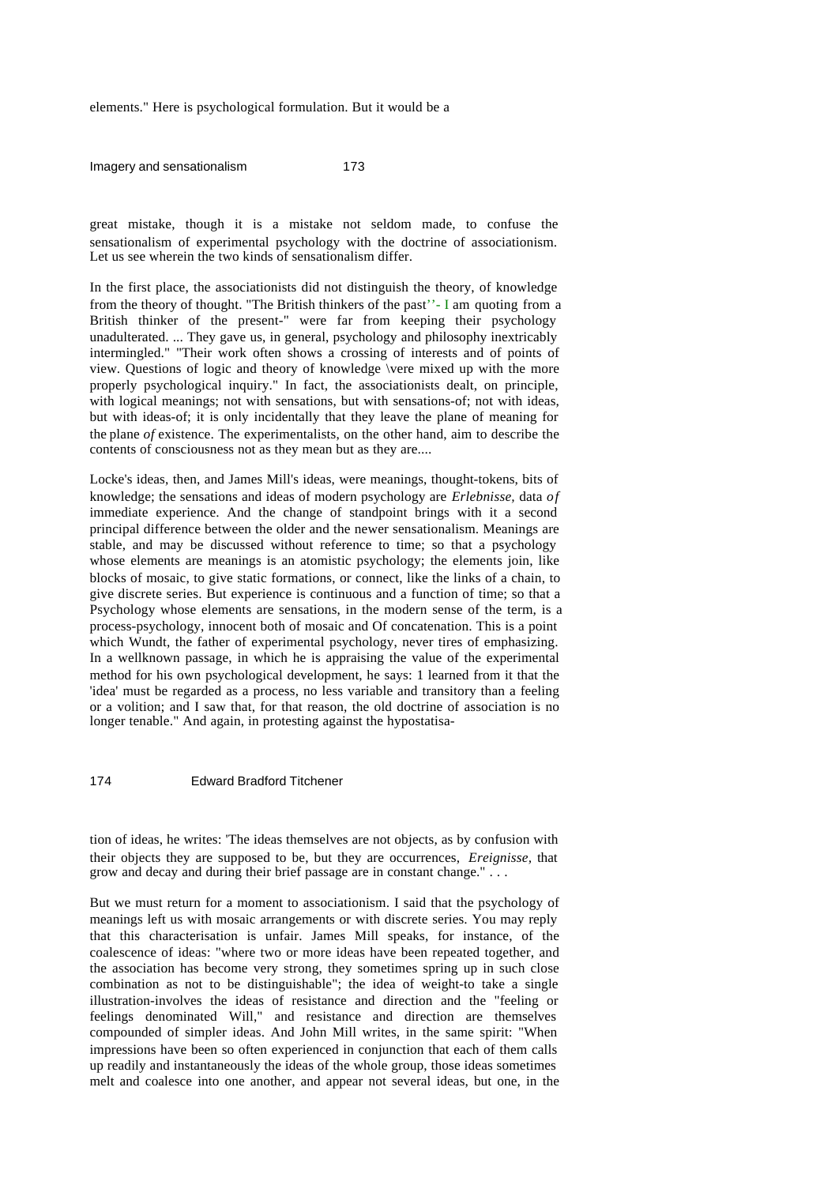elements." Here is psychological formulation. But it would be a

great mistake, though it is a mistake not seldom made, to confuse the sensationalism of experimental psychology with the doctrine of associationism. Let us see wherein the two kinds of sensationalism differ.

In the first place, the associationists did not distinguish the theory, of knowledge from the theory of thought. "The British thinkers of the past''- I am quoting from a British thinker of the present-" were far from keeping their psychology unadulterated. ... They gave us, in general, psychology and philosophy inextricably intermingled." "Their work often shows a crossing of interests and of points of view. Questions of logic and theory of knowledge \vere mixed up with the more properly psychological inquiry." In fact, the associationists dealt, on principle, with logical meanings; not with sensations, but with sensations-of; not with ideas, but with ideas-of; it is only incidentally that they leave the plane of meaning for the plane *of* existence. The experimentalists, on the other hand, aim to describe the contents of consciousness not as they mean but as they are....

Locke's ideas, then, and James Mill's ideas, were meanings, thought-tokens, bits of knowledge; the sensations and ideas of modern psychology are *Erlebnisse,* data *of* immediate experience. And the change of standpoint brings with it a second principal difference between the older and the newer sensationalism. Meanings are stable, and may be discussed without reference to time; so that a psychology whose elements are meanings is an atomistic psychology; the elements join, like blocks of mosaic, to give static formations, or connect, like the links of a chain, to give discrete series. But experience is continuous and a function of time; so that a Psychology whose elements are sensations, in the modern sense of the term, is a process-psychology, innocent both of mosaic and Of concatenation. This is a point which Wundt, the father of experimental psychology, never tires of emphasizing. In a wellknown passage, in which he is appraising the value of the experimental method for his own psychological development, he says: 1 learned from it that the 'idea' must be regarded as a process, no less variable and transitory than a feeling or a volition; and I saw that, for that reason, the old doctrine of association is no longer tenable." And again, in protesting against the hypostatisation of ideas, he writes: 'The ideas themselves are not objects, as by confusion with their objects they are supposed to be, but they are occurrences, *Ereignisse,* that grow and decay and during their brief passage are in constant change." . . .

But we must return for a moment to associationism. I said that the psychology of meanings left us with mosaic arrangements or with discrete series. You may reply that this characterisation is unfair. James Mill speaks, for instance, of the coalescence of ideas: "where two or more ideas have been repeated together, and the association has become very strong, they sometimes spring up in such close combination as not to be distinguishable"; the idea of weight-to take a single illustration-involves the ideas of resistance and direction and the "feeling or feelings denominated Will," and resistance and direction are themselves compounded of simpler ideas. And John Mill writes, in the same spirit: "When impressions have been so often experienced in conjunction that each of them calls up readily and instantaneously the ideas of the whole group, those ideas sometimes melt and coalesce into one another, and appear not several ideas, but one, in the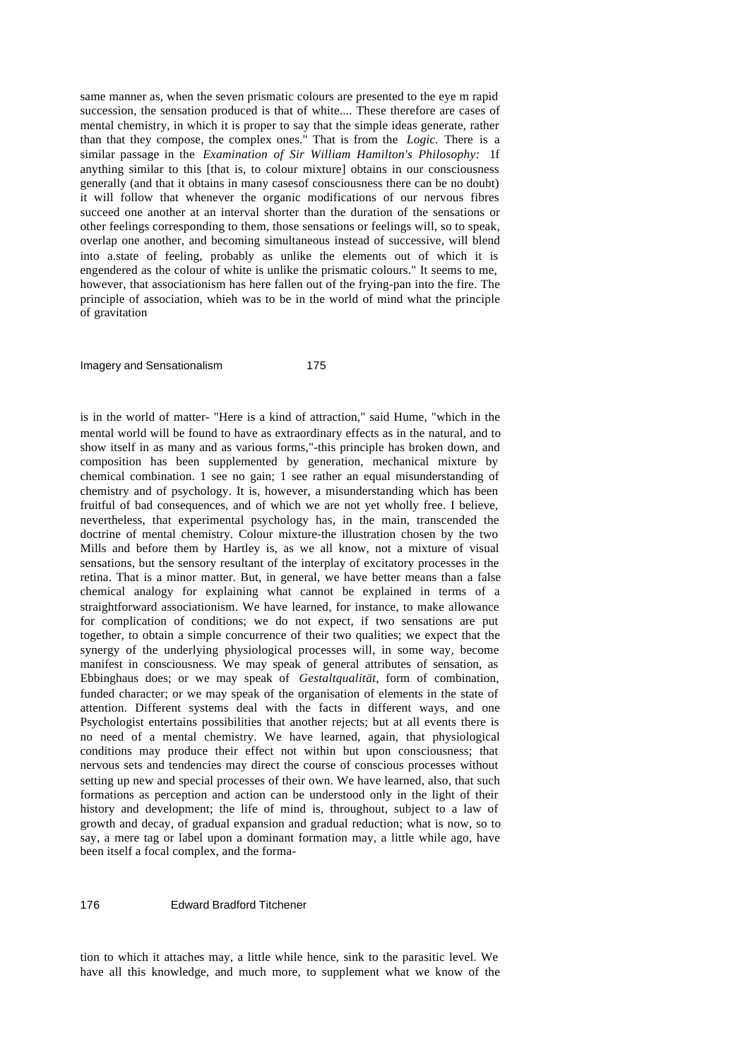same manner as, when the seven prismatic colours are presented to the eye m rapid succession, the sensation produced is that of white.... These therefore are cases of mental chemistry, in which it is proper to say that the simple ideas generate, rather than that they compose, the complex ones." That is from the *Logic*. There is a similar passage in the *Examination of Sir William Hamilton's Philosophy:* 1f anything similar to this [that is, to colour mixture] obtains in our consciousness generally (and that it obtains in many casesof consciousness there can be no doubt) it will follow that whenever the organic modifications of our nervous fibres succeed one another at an interval shorter than the duration of the sensations or other feelings corresponding to them, those sensations or feelings will, so to speak, overlap one another, and becoming simultaneous instead of successive, will blend into a.state of feeling, probably as unlike the elements out of which it is engendered as the colour of white is unlike the prismatic colours." It seems to me, however, that associationism has here fallen out of the frying-pan into the fire. The principle of association, whieh was to be in the world of mind what the principle of gravitation

is in the world of matter- "Here is a kind of attraction," said Hume, "which in the mental world will be found to have as extraordinary effects as in the natural, and to show itself in as many and as various forms,"-this principle has broken down, and composition has been supplemented by generation, mechanical mixture by chemical combination. 1 see no gain; 1 see rather an equal misunderstanding of chemistry and of psychology. It is, however, a misunderstanding which has been fruitful of bad consequences, and of which we are not yet wholly free. I believe, nevertheless, that experimental psychology has, in the main, transcended the doctrine of mental chemistry. Colour mixture-the illustration chosen by the two Mills and before them by Hartley is, as we all know, not a mixture of visual sensations, but the sensory resultant of the interplay of excitatory processes in the retina. That is a minor matter. But, in general, we have better means than a false chemical analogy for explaining what cannot be explained in terms of a straightforward associationism. We have learned, for instance, to make allowance for complication of conditions; we do not expect, if two sensations are put together, to obtain a simple concurrence of their two qualities; we expect that the synergy of the underlying physiological processes will, in some way, become manifest in consciousness. We may speak of general attributes of sensation, as Ebbinghaus does; or we may speak of *Gestaltqualität*, form of combination, funded character; or we may speak of the organisation of elements in the state of attention. Different systems deal with the facts in different ways, and one Psychologist entertains possibilities that another rejects; but at all events there is no need of a mental chemistry. We have learned, again, that physiological conditions may produce their effect not within but upon consciousness; that nervous sets and tendencies may direct the course of conscious processes without setting up new and special processes of their own. We have learned, also, that such formations as perception and action can be understood only in the light of their history and development; the life of mind is, throughout, subject to a law of growth and decay, of gradual expansion and gradual reduction; what is now, so to say, a mere tag or label upon a dominant formation may, a little while ago, have been itself a focal complex, and the formation to which it attaches may, a little while hence, sink to the parasitic level. We have all this knowledge, and much more, to supplement what we know of the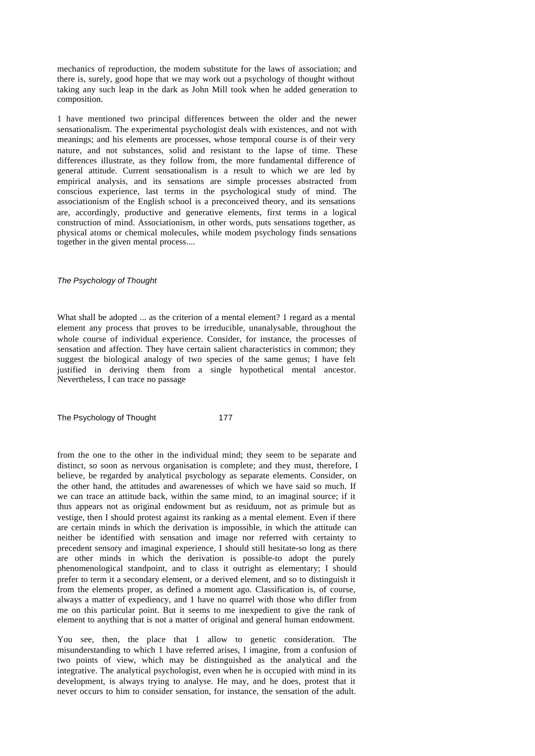mechanics of reproduction, the modem substitute for the laws of association; and there is, surely, good hope that we may work out a psychology of thought without taking any such leap in the dark as John Mill took when he added generation to composition.

1 have mentioned two principal differences between the older and the newer sensationalism. The experimental psychologist deals with existences, and not with meanings; and his elements are processes, whose temporal course is of their very nature, and not substances, solid and resistant to the lapse of time. These differences illustrate, as they follow from, the more fundamental difference of general attitude. Current sensationalism is a result to which we are led by empirical analysis, and its sensations are simple processes abstracted from conscious experience, last terms in the psychological study of mind. The associationism of the English school is a preconceived theory, and its sensations are, accordingly, productive and generative elements, first terms in a logical construction of mind. Associationism, in other words, puts sensations together, as physical atoms or chemical molecules, while modem psychology finds sensations together in the given mental process....

*The Psychology of Thought*

What shall be adopted ... as the criterion of a mental element? 1 regard as a mental element any process that proves to be irreducible, unanalysable, throughout the whole course of individual experience. Consider, for instance, the processes of sensation and affection. They have certain salient characteristics in common; they suggest the biological analogy of two species of the same genus; I have felt justified in deriving them from a single hypothetical mental ancestor. Nevertheless, I can trace no passage from the one to the other in the individual mind; they seem to be separate and distinct, so soon as nervous organisation is complete; and they must, therefore, I believe, be regarded by analytical psychology as separate elements. Consider, on the other hand, the attitudes and awarenesses of which we have said so much. If we can trace an attitude back, within the same mind, to an imaginal source; if it thus appears not as original endowment but as residuum, not as primule but as vestige, then I should protest against its ranking as a mental element. Even if there are certain minds in which the derivation is impossible, in which the attitude can neither be identified with sensation and image nor referred with certainty to precedent sensory and imaginal experience, I should still hesitate-so long as there are other minds in which the derivation is possible-to adopt the purely phenomenological standpoint, and to class it outright as elementary; I should prefer to term it a secondary element, or a derived element, and so to distinguish it from the elements proper, as defined a moment ago. Classification is, of course, always a matter of expediency, and 1 have no quarrel with those who difler from me on this particular point. But it seems to me inexpedient to give the rank of element to anything that is not a matter of original and general human endowment.

You see, then, the place that 1 allow to genetic consideration. The misunderstanding to which 1 have referred arises, I imagine, from a confusion of two points of view, which may be distinguished as the analytical and the integrative. The analytical psychologist, even when he is occupied with mind in its development, is always trying to analyse. He may, and he does, protest that it never occurs to him to consider sensation, for instance, the sensation of the adult.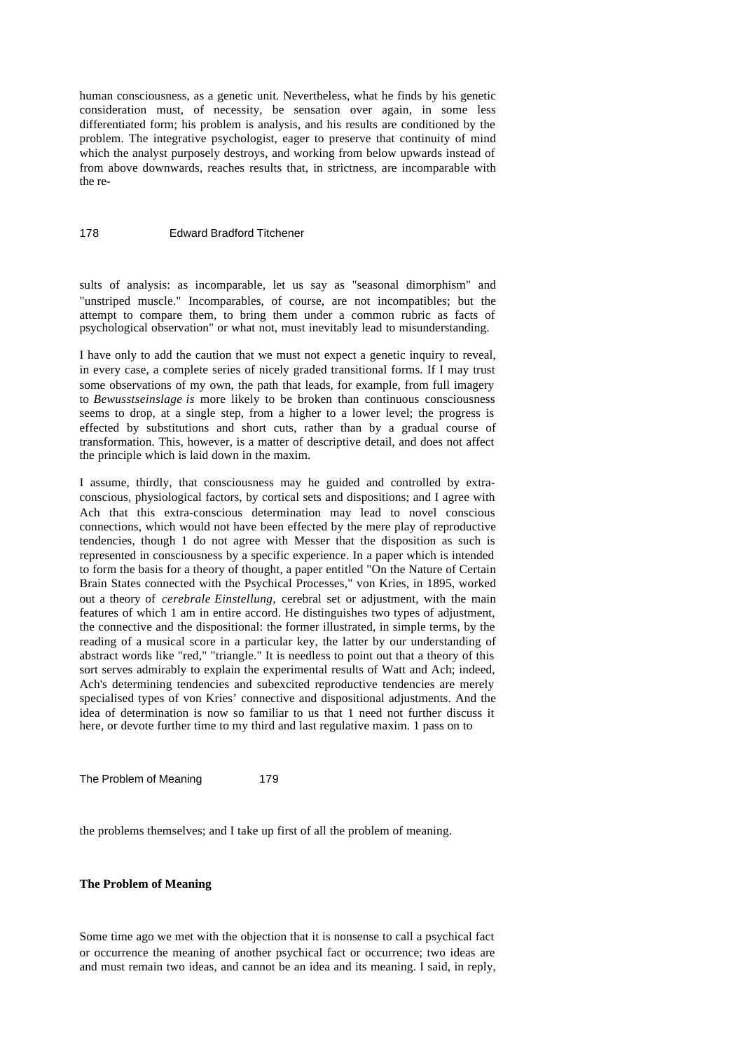human consciousness, as a genetic unit. Nevertheless, what he finds by his genetic consideration must, of necessity, be sensation over again, in some less differentiated form; his problem is analysis, and his results are conditioned by the problem. The integrative psychologist, eager to preserve that continuity of mind which the analyst purposely destroys, and working from below upwards instead of from above downwards, reaches results that, in strictness, are incomparable with the results of analysis: as incomparable, let us say as "seasonal dimorphism" and "unstriped muscle." Incomparables, of course, are not incompatibles; but the attempt to compare them, to bring them under a common rubric as facts of psychological observation" or what not, must inevitably lead to misunderstanding.

I have only to add the caution that we must not expect a genetic inquiry to reveal, in every case, a complete series of nicely graded transitional forms. If I may trust some observations of my own, the path that leads, for example, from full imagery to *Bewusstseinslage is* more likely to be broken than continuous consciousness seems to drop, at a single step, from a higher to a lower level; the progress is effected by substitutions and short cuts, rather than by a gradual course of transformation. This, however, is a matter of descriptive detail, and does not affect the principle which is laid down in the maxim.

I assume, thirdly, that consciousness may he guided and controlled by extra-conscious, physiological factors, by cortical sets and dispositions; and I agree with Ach that this extra-conscious determination may lead to novel conscious connections, which would not have been effected by the mere play of reproductive tendencies, though 1 do not agree with Messer that the disposition as such is represented in consciousness by a specific experience. In a paper which is intended to form the basis for a theory of thought, a paper entitled "On the Nature of Certain Brain States connected with the Psychical Processes," von Kries, in 1895, worked out a theory of *cerebrale Einstellung,* cerebral set or adjustment, with the main features of which 1 am in entire accord. He distinguishes two types of adjustment, the connective and the dispositional: the former illustrated, in simple terms, by the reading of a musical score in a particular key, the latter by our understanding of abstract words like "red," "triangle." It is needless to point out that a theory of this sort serves admirably to explain the experimental results of Watt and Ach; indeed, Ach's determining tendencies and subexcited reproductive tendencies are merely specialised types of von Kries' connective and dispositional adjustments. And the idea of determination is now so familiar to us that 1 need not further discuss it here, or devote further time to my third and last regulative maxim. 1 pass on to the problems themselves; and I take up first of all the problem of meaning.

## The Problem of Meaning

Some time ago we met with the objection that it is nonsense to call a psychical fact or occurrence the meaning of another psychical fact or occurrence; two ideas are and must remain two ideas, and cannot be an idea and its meaning. I said, in reply,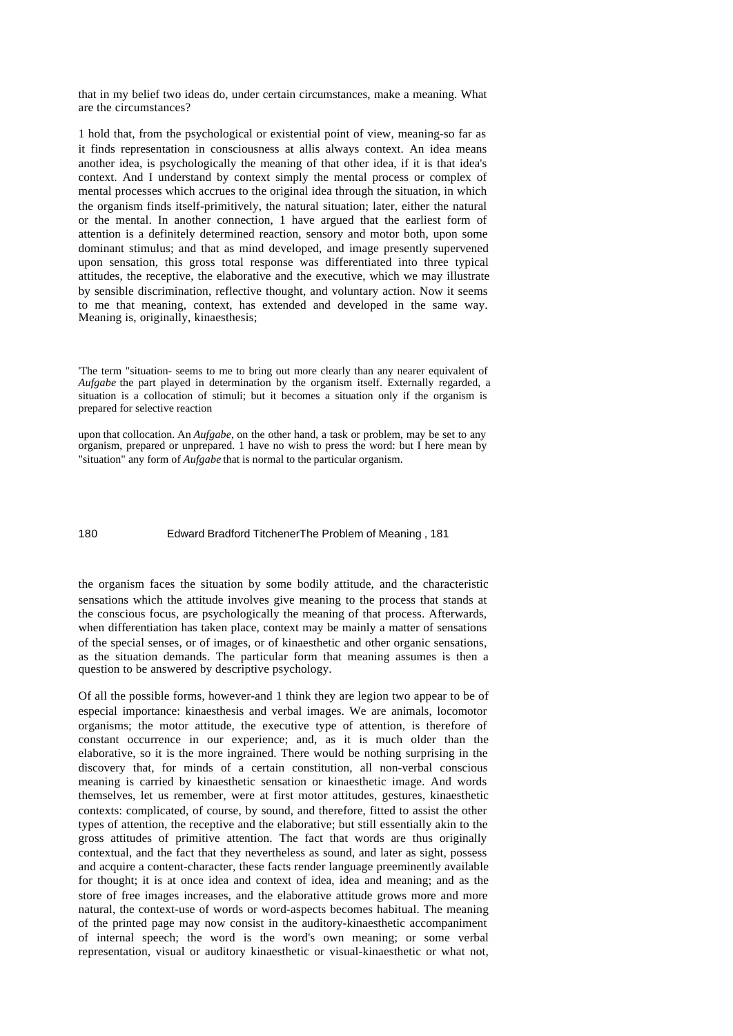that in my belief two ideas do, under certain circumstances, make a meaning. What are the circumstances?

1 hold that, from the psychological or existential point of view, meaning-so far as it finds representation in consciousness at allis always context. An idea means another idea, is psychologically the meaning of that other idea, if it is that idea's context. And I understand by context simply the mental process or complex of mental processes which accrues to the original idea through the situation, in which the organism finds itself-primitively, the natural situation; later, either the natural or the mental. In another connection, 1 have argued that the earliest form of attention is a definitely determined reaction, sensory and motor both, upon some dominant stimulus; and that as mind developed, and image presently supervened upon sensation, this gross total response was differentiated into three typical attitudes, the receptive, the elaborative and the executive, which we may illustrate by sensible discrimination, reflective thought, and voluntary action. Now it seems to me that meaning, context, has extended and developed in the same way. Meaning is, originally, kinaesthesis; the organism faces the situation by some bodily attitude, and the characteristic sensations which the attitude involves give meaning to the process that stands at the conscious focus, are psychologically the meaning of that process. Afterwards, when differentiation has taken place, context may be mainly a matter of sensations of the special senses, or of images, or of kinaesthetic and other organic sensations, as the situation demands. The particular form that meaning assumes is then a question to be answered by descriptive psychology.

Of all the possible forms, however-and 1 think they are legion two appear to be of especial importance: kinaesthesis and verbal images. We are animals, locomotor organisms; the motor attitude, the executive type of attention, is therefore of constant occurrence in our experience; and, as it is much older than the elaborative, so it is the more ingrained. There would be nothing surprising in the discovery that, for minds of a certain constitution, all non-verbal conscious meaning is carried by kinaesthetic sensation or kinaesthetic image. And words themselves, let us remember, were at first motor attitudes, gestures, kinaesthetic contexts: complicated, of course, by sound, and therefore, fitted to assist the other types of attention, the receptive and the elaborative; but still essentially akin to the gross attitudes of primitive attention. The fact that words are thus originally contextual, and the fact that they nevertheless as sound, and later as sight, possess and acquire a content-character, these facts render language preeminently available for thought; it is at once idea and context of idea, idea and meaning; and as the store of free images increases, and the elaborative attitude grows more and more natural, the context-use of words or word-aspects becomes habitual. The meaning of the printed page may now consist in the auditory-kinaesthetic accompaniment of internal speech; the word is the word's own meaning; or some verbal representation, visual or auditory kinaesthetic or visual-kinaesthetic or what not,

'The term "situation- seems to me to bring out more clearly than any nearer equivalent of *Aufgabe* the part played in determination by the organism itself. Externally regarded, a situation is a collocation of stimuli; but it becomes a situation only if the organism is prepared for selective reaction upon that collocation. An *Aufgabe*, on the other hand, a task or problem, may be set to any organism, prepared or unprepared. 1 have no wish to press the word: but I here mean by "situation" any form of *Aufgabe* that is normal to the particular organism.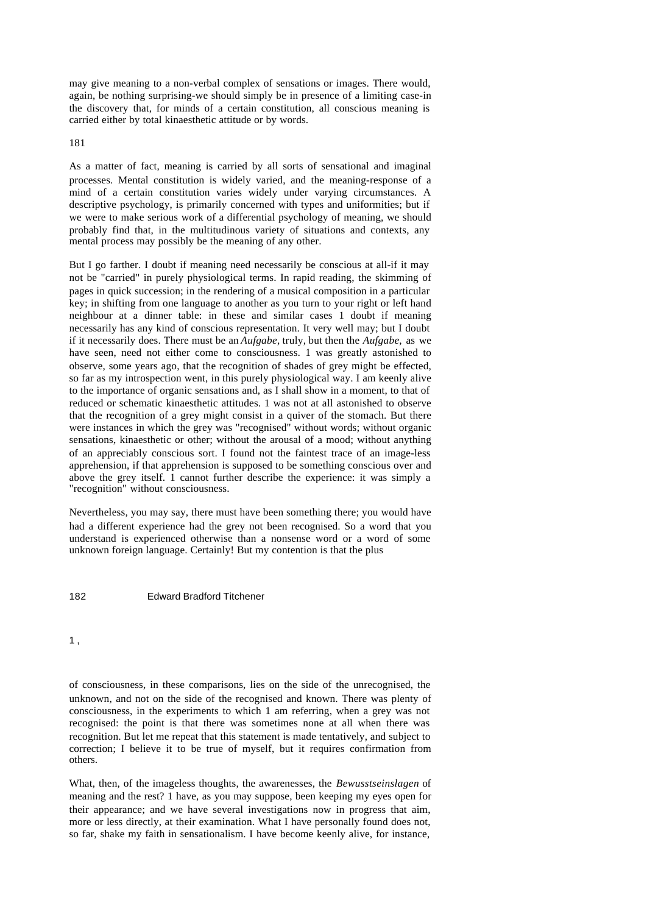may give meaning to a non-verbal complex of sensations or images. There would, again, be nothing surprising-we should simply be in presence of a limiting case-in the discovery that, for minds of a certain constitution, all conscious meaning is carried either by total kinaesthetic attitude or by words.

As a matter of fact, meaning is carried by all sorts of sensational and imaginal processes. Mental constitution is widely varied, and the meaning-response of a mind of a certain constitution varies widely under varying circumstances. A descriptive psychology, is primarily concerned with types and uniformities; but if we were to make serious work of a differential psychology of meaning, we should probably find that, in the multitudinous variety of situations and contexts, any mental process may possibly be the meaning of any other.

But I go farther. I doubt if meaning need necessarily be conscious at all-if it may not be "carried" in purely physiological terms. In rapid reading, the skimming of pages in quick succession; in the rendering of a musical composition in a particular key; in shifting from one language to another as you turn to your right or left hand neighbour at a dinner table: in these and similar cases 1 doubt if meaning necessarily has any kind of conscious representation. It very well may; but I doubt if it necessarily does. There must be an *Aufgabe,* truly, but then the *Aufgabe,* as we have seen, need not either come to consciousness. 1 was greatly astonished to observe, some years ago, that the recognition of shades of grey might be effected, so far as my introspection went, in this purely physiological way. I am keenly alive to the importance of organic sensations and, as I shall show in a moment, to that of reduced or schematic kinaesthetic attitudes. 1 was not at all astonished to observe that the recognition of a grey might consist in a quiver of the stomach. But there were instances in which the grey was "recognised" without words; without organic sensations, kinaesthetic or other; without the arousal of a mood; without anything of an appreciably conscious sort. I found not the faintest trace of an image-less apprehension, if that apprehension is supposed to be something conscious over and above the grey itself. 1 cannot further describe the experience: it was simply a "recognition" without consciousness.

Nevertheless, you may say, there must have been something there; you would have had a different experience had the grey not been recognised. So a word that you understand is experienced otherwise than a nonsense word or a word of some unknown foreign language. Certainly! But my contention is that the plus

1 ,

of consciousness, in these comparisons, lies on the side of the unrecognised, the unknown, and not on the side of the recognised and known. There was plenty of consciousness, in the experiments to which 1 am referring, when a grey was not recognised: the point is that there was sometimes none at all when there was recognition. But let me repeat that this statement is made tentatively, and subject to correction; I believe it to be true of myself, but it requires confirmation from others.

What, then, of the imageless thoughts, the awarenesses, the *Bewusstseinslagen* of meaning and the rest? 1 have, as you may suppose, been keeping my eyes open for their appearance; and we have several investigations now in progress that aim, more or less directly, at their examination. What I have personally found does not, so far, shake my faith in sensationalism. I have become keenly alive, for instance,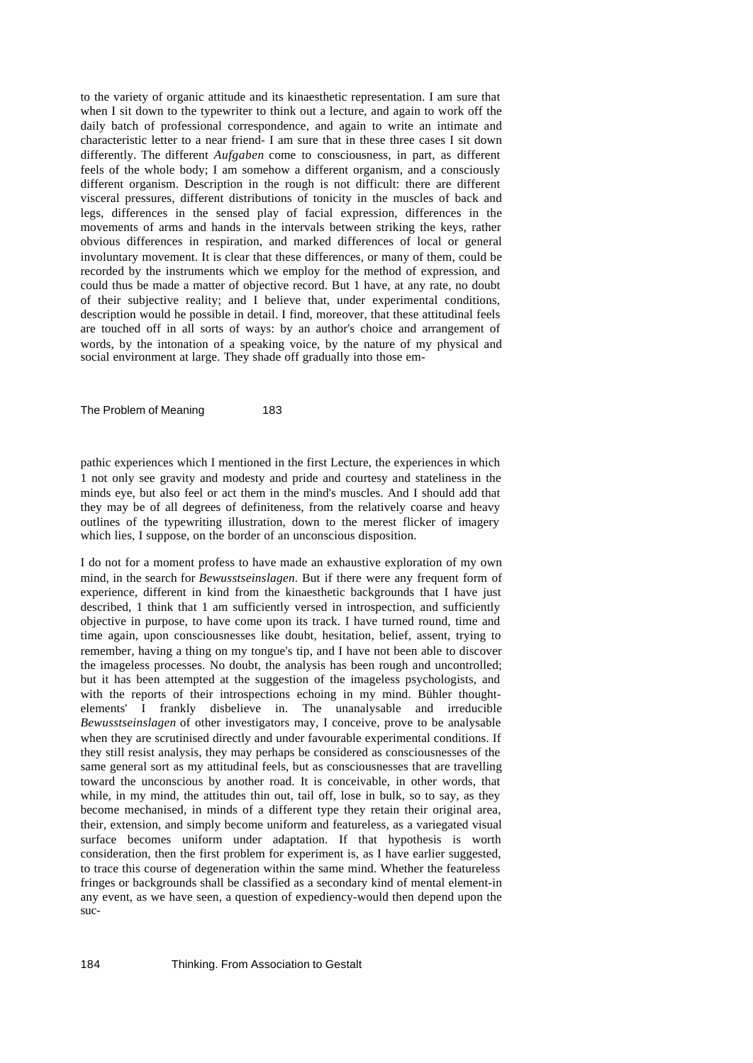to the variety of organic attitude and its kinaesthetic representation. I am sure that when I sit down to the typewriter to think out a lecture, and again to work off the daily batch of professional correspondence, and again to write an intimate and characteristic letter to a near friend- I am sure that in these three cases I sit down differently. The different *Aufgaben* come to consciousness, in part, as different feels of the whole body; I am somehow a different organism, and a consciously different organism. Description in the rough is not difficult: there are different visceral pressures, different distributions of tonicity in the muscles of back and legs, differences in the sensed play of facial expression, differences in the movements of arms and hands in the intervals between striking the keys, rather obvious differences in respiration, and marked differences of local or general involuntary movement. It is clear that these differences, or many of them, could be recorded by the instruments which we employ for the method of expression, and could thus be made a matter of objective record. But 1 have, at any rate, no doubt of their subjective reality; and I believe that, under experimental conditions, description would he possible in detail. I find, moreover, that these attitudinal feels are touched off in all sorts of ways: by an author's choice and arrangement of words, by the intonation of a speaking voice, by the nature of my physical and social environment at large. They shade off gradually into those empathic experiences which I mentioned in the first Lecture, the experiences in which 1 not only see gravity and modesty and pride and courtesy and stateliness in the minds eye, but also feel or act them in the mind's muscles. And I should add that they may be of all degrees of definiteness, from the relatively coarse and heavy outlines of the typewriting illustration, down to the merest flicker of imagery which lies, I suppose, on the border of an unconscious disposition.

I do not for a moment profess to have made an exhaustive exploration of my own mind, in the search for *Bewusstseinslagen*. But if there were any frequent form of experience, different in kind from the kinaesthetic backgrounds that I have just described, 1 think that 1 am sufficiently versed in introspection, and sufficiently objective in purpose, to have come upon its track. I have turned round, time and time again, upon consciousnesses like doubt, hesitation, belief, assent, trying to remember, having a thing on my tongue's tip, and I have not been able to discover the imageless processes. No doubt, the analysis has been rough and uncontrolled; but it has been attempted at the suggestion of the imageless psychologists, and with the reports of their introspections echoing in my mind. Bühler thought-elements' I frankly disbelieve in. The unanalysable and irreducible *Bewusstseinslagen* of other investigators may, I conceive, prove to be analysable when they are scrutinised directly and under favourable experimental conditions. If they still resist analysis, they may perhaps be considered as consciousnesses of the same general sort as my attitudinal feels, but as consciousnesses that are travelling toward the unconscious by another road. It is conceivable, in other words, that while, in my mind, the attitudes thin out, tail off, lose in bulk, so to say, as they become mechanised, in minds of a different type they retain their original area, their, extension, and simply become uniform and featureless, as a variegated visual surface becomes uniform under adaptation. If that hypothesis is worth consideration, then the first problem for experiment is, as I have earlier suggested, to trace this course of degeneration within the same mind. Whether the featureless fringes or backgrounds shall be classified as a secondary kind of mental element-in any event, as we have seen, a question of expediency-would then depend upon the suc-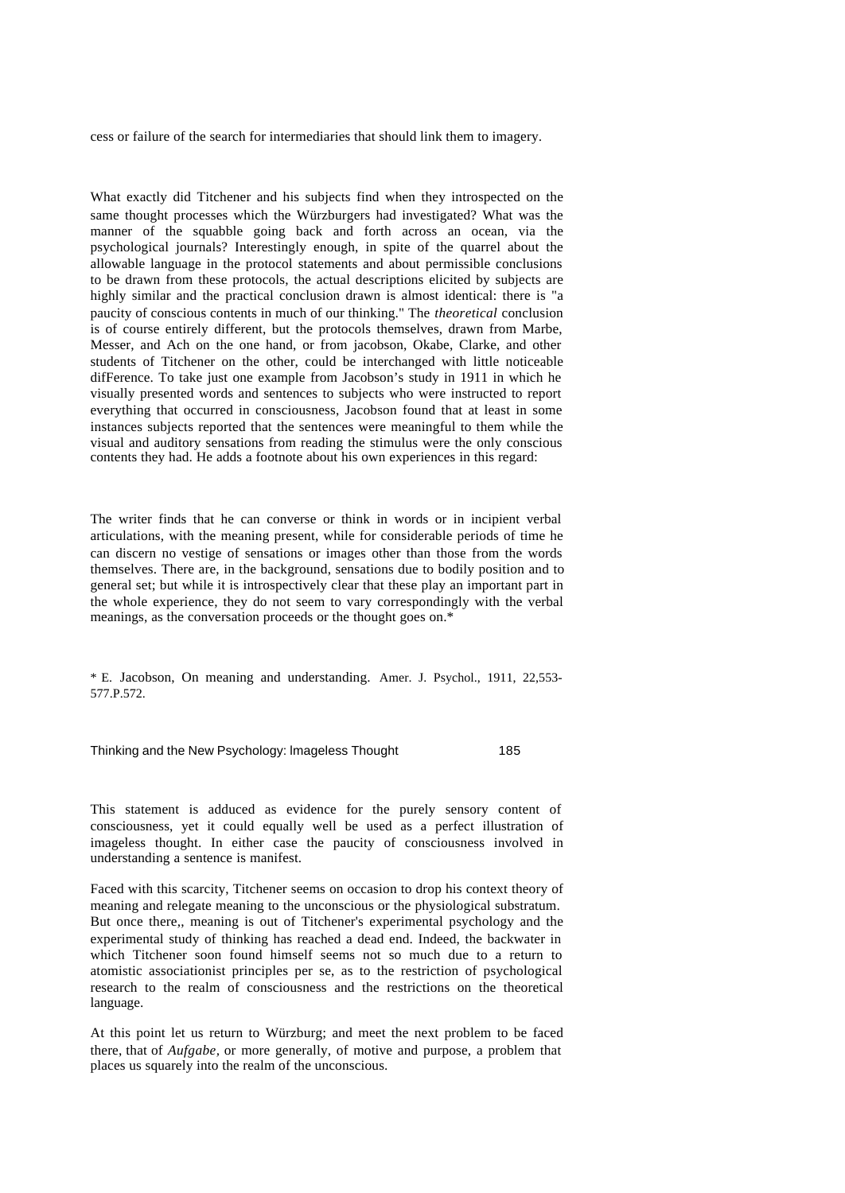cess or failure of the search for intermediaries that should link them to imagery.

What exactly did Titchener and his subjects find when they introspected on the same thought processes which the Würzburgers had investigated? What was the manner of the squabble going back and forth across an ocean, via the psychological journals? Interestingly enough, in spite of the quarrel about the allowable language in the protocol statements and about permissible conclusions to be drawn from these protocols, the actual descriptions elicited by subjects are highly similar and the practical conclusion drawn is almost identical: there is "a paucity of conscious contents in much of our thinking." The *theoretical* conclusion is of course entirely different, but the protocols themselves, drawn from Marbe, Messer, and Ach on the one hand, or from jacobson, Okabe, Clarke, and other students of Titchener on the other, could be interchanged with little noticeable difFerence. To take just one example from Jacobson's study in 1911 in which he visually presented words and sentences to subjects who were instructed to report everything that occurred in consciousness, Jacobson found that at least in some instances subjects reported that the sentences were meaningful to them while the visual and auditory sensations from reading the stimulus were the only conscious contents they had. He adds a footnote about his own experiences in this regard:

> The writer finds that he can converse or think in words or in incipient verbal articulations, with the meaning present, while for considerable periods of time he can discern no vestige of sensations or images other than those from the words themselves. There are, in the background, sensations due to bodily position and to general set; but while it is introspectively clear that these play an important part in the whole experience, they do not seem to vary correspondingly with the verbal meanings, as the conversation proceeds or the thought goes on.*

\* E. Jacobson, On meaning and understanding. Amer. J. Psychol., 1911, 22,553-577.P.572.

This statement is adduced as evidence for the purely sensory content of consciousness, yet it could equally well be used as a perfect illustration of imageless thought. In either case the paucity of consciousness involved in understanding a sentence is manifest.

Faced with this scarcity, Titchener seems on occasion to drop his context theory of meaning and relegate meaning to the unconscious or the physiological substratum. But once there,, meaning is out of Titchener's experimental psychology and the experimental study of thinking has reached a dead end. Indeed, the backwater in which Titchener soon found himself seems not so much due to a return to atomistic associationist principles per se, as to the restriction of psychological research to the realm of consciousness and the restrictions on the theoretical language.

At this point let us return to Würzburg; and meet the next problem to be faced there, that of *Aufgabe*, or more generally, of motive and purpose, a problem that places us squarely into the realm of the unconscious.